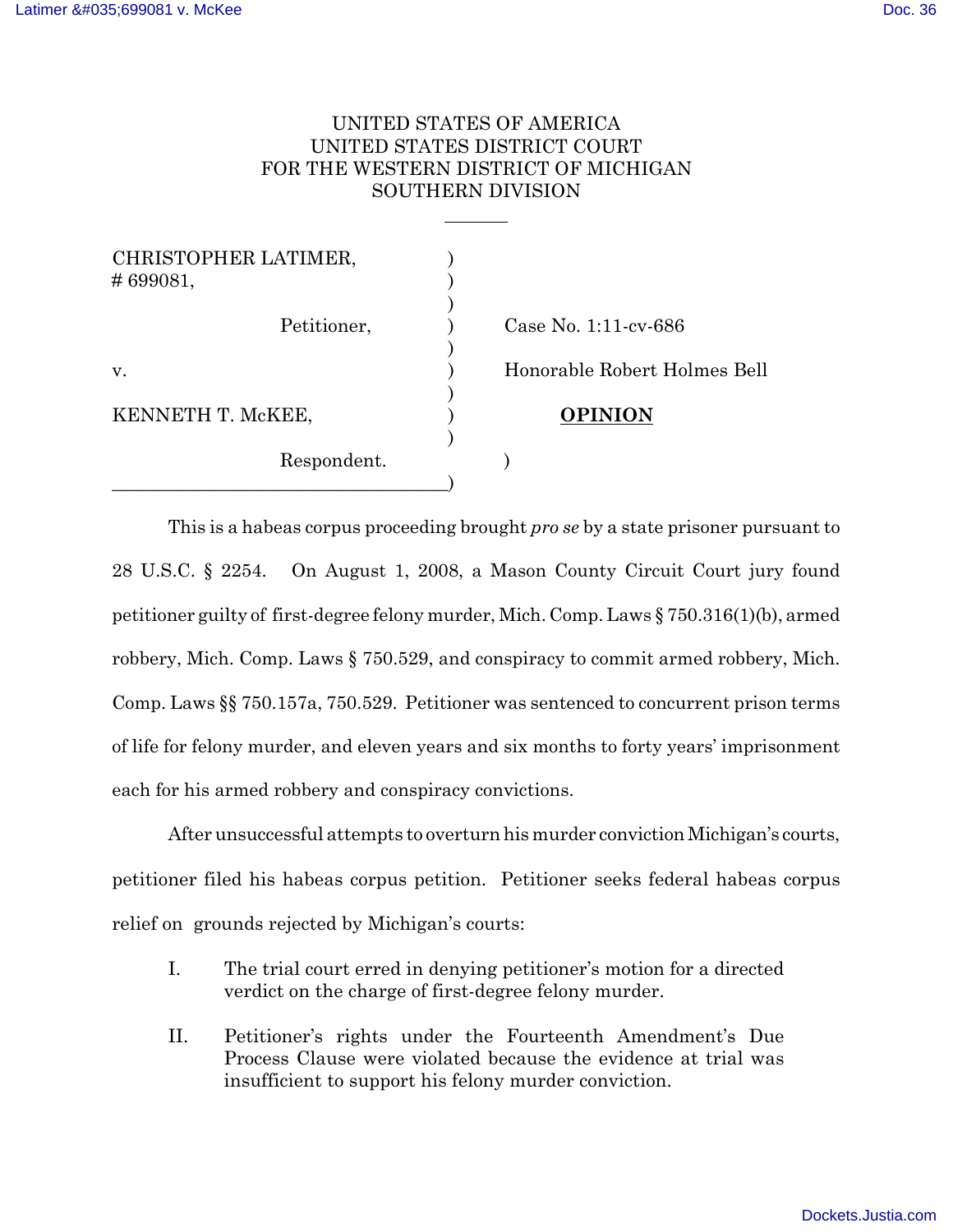UNITED STATES OF AMERICA
UNITED STATES DISTRICT COURT
FOR THE WESTERN DISTRICT OF MICHIGAN
SOUTHERN DIVISION

| | | |
|---|---|---|
| CHRISTOPHER LATIMER, # 699081, | ) | |
| Petitioner, | ) | Case No. 1:11-cv-686 |
| v. | ) | Honorable Robert Holmes Bell |
| KENNETH T. McKEE, | ) | **OPINION** |
| Respondent. | ) | |

This is a habeas corpus proceeding brought *pro se* by a state prisoner pursuant to 28 U.S.C. § 2254. On August 1, 2008, a Mason County Circuit Court jury found petitioner guilty of first-degree felony murder, Mich. Comp. Laws § 750.316(1)(b), armed robbery, Mich. Comp. Laws § 750.529, and conspiracy to commit armed robbery, Mich. Comp. Laws §§ 750.157a, 750.529. Petitioner was sentenced to concurrent prison terms of life for felony murder, and eleven years and six months to forty years' imprisonment each for his armed robbery and conspiracy convictions.

After unsuccessful attempts to overturn his murder conviction Michigan's courts, petitioner filed his habeas corpus petition. Petitioner seeks federal habeas corpus relief on grounds rejected by Michigan's courts:

I. The trial court erred in denying petitioner's motion for a directed verdict on the charge of first-degree felony murder.

II. Petitioner's rights under the Fourteenth Amendment's Due Process Clause were violated because the evidence at trial was insufficient to support his felony murder conviction.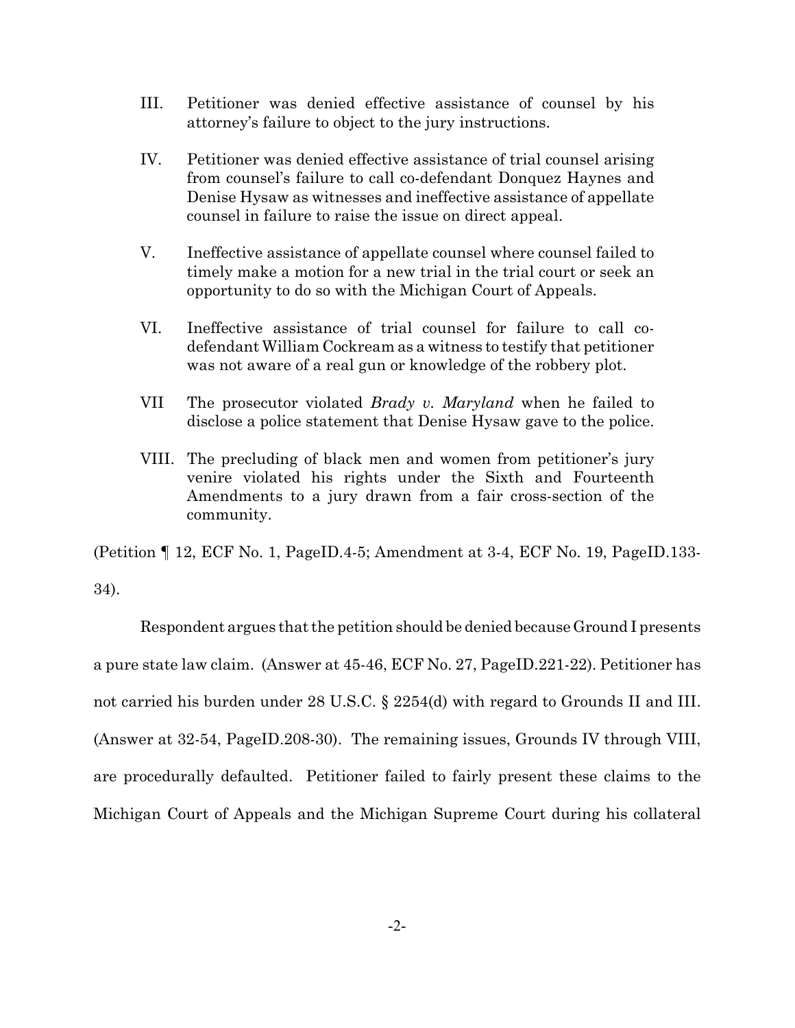III. Petitioner was denied effective assistance of counsel by his attorney's failure to object to the jury instructions.

IV. Petitioner was denied effective assistance of trial counsel arising from counsel's failure to call co-defendant Donquez Haynes and Denise Hysaw as witnesses and ineffective assistance of appellate counsel in failure to raise the issue on direct appeal.

V. Ineffective assistance of appellate counsel where counsel failed to timely make a motion for a new trial in the trial court or seek an opportunity to do so with the Michigan Court of Appeals.

VI. Ineffective assistance of trial counsel for failure to call co-defendant William Cockream as a witness to testify that petitioner was not aware of a real gun or knowledge of the robbery plot.

VII The prosecutor violated *Brady v. Maryland* when he failed to disclose a police statement that Denise Hysaw gave to the police.

VIII. The precluding of black men and women from petitioner's jury venire violated his rights under the Sixth and Fourteenth Amendments to a jury drawn from a fair cross-section of the community.

(Petition ¶ 12, ECF No. 1, PageID.4-5; Amendment at 3-4, ECF No. 19, PageID.133-34).

Respondent argues that the petition should be denied because Ground I presents a pure state law claim. (Answer at 45-46, ECF No. 27, PageID.221-22). Petitioner has not carried his burden under 28 U.S.C. § 2254(d) with regard to Grounds II and III. (Answer at 32-54, PageID.208-30). The remaining issues, Grounds IV through VIII, are procedurally defaulted. Petitioner failed to fairly present these claims to the Michigan Court of Appeals and the Michigan Supreme Court during his collateral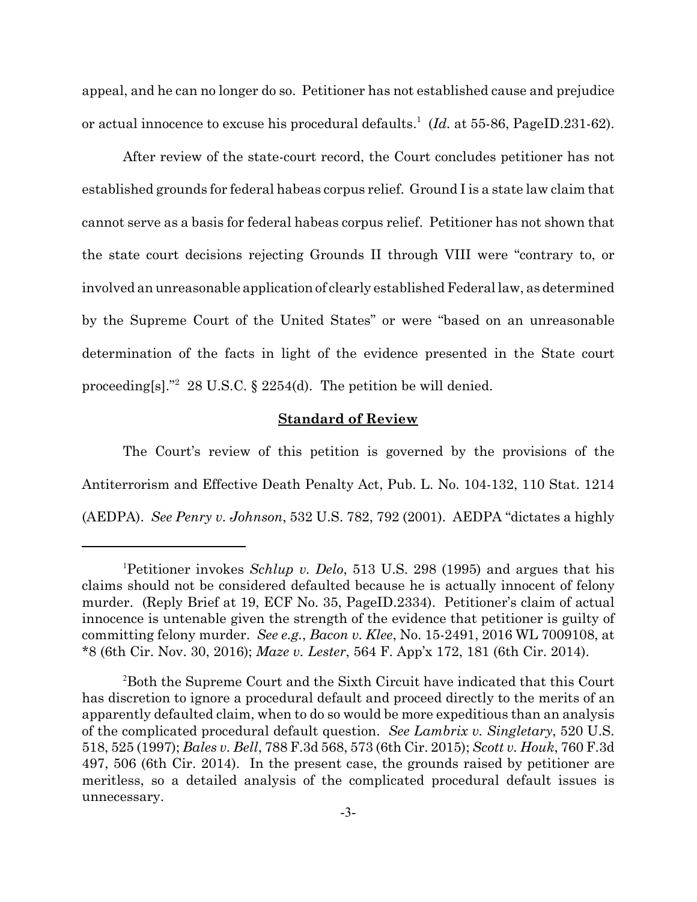appeal, and he can no longer do so. Petitioner has not established cause and prejudice or actual innocence to excuse his procedural defaults.[1] (*Id.* at 55-86, PageID.231-62).

After review of the state-court record, the Court concludes petitioner has not established grounds for federal habeas corpus relief. Ground I is a state law claim that cannot serve as a basis for federal habeas corpus relief. Petitioner has not shown that the state court decisions rejecting Grounds II through VIII were "contrary to, or involved an unreasonable application of clearly established Federal law, as determined by the Supreme Court of the United States" or were "based on an unreasonable determination of the facts in light of the evidence presented in the State court proceeding[s]."[2] 28 U.S.C. § 2254(d). The petition be will denied.

## Standard of Review

The Court's review of this petition is governed by the provisions of the Antiterrorism and Effective Death Penalty Act, Pub. L. No. 104-132, 110 Stat. 1214 (AEDPA). *See Penry v. Johnson*, 532 U.S. 782, 792 (2001). AEDPA "dictates a highly

---

[1]Petitioner invokes *Schlup v. Delo*, 513 U.S. 298 (1995) and argues that his claims should not be considered defaulted because he is actually innocent of felony murder. (Reply Brief at 19, ECF No. 35, PageID.2334). Petitioner's claim of actual innocence is untenable given the strength of the evidence that petitioner is guilty of committing felony murder. *See e.g.*, *Bacon v. Klee*, No. 15-2491, 2016 WL 7009108, at *8 (6th Cir. Nov. 30, 2016); *Maze v. Lester*, 564 F. App'x 172, 181 (6th Cir. 2014).

[2]Both the Supreme Court and the Sixth Circuit have indicated that this Court has discretion to ignore a procedural default and proceed directly to the merits of an apparently defaulted claim, when to do so would be more expeditious than an analysis of the complicated procedural default question. *See Lambrix v. Singletary*, 520 U.S. 518, 525 (1997); *Bales v. Bell*, 788 F.3d 568, 573 (6th Cir. 2015); *Scott v. Houk*, 760 F.3d 497, 506 (6th Cir. 2014). In the present case, the grounds raised by petitioner are meritless, so a detailed analysis of the complicated procedural default issues is unnecessary.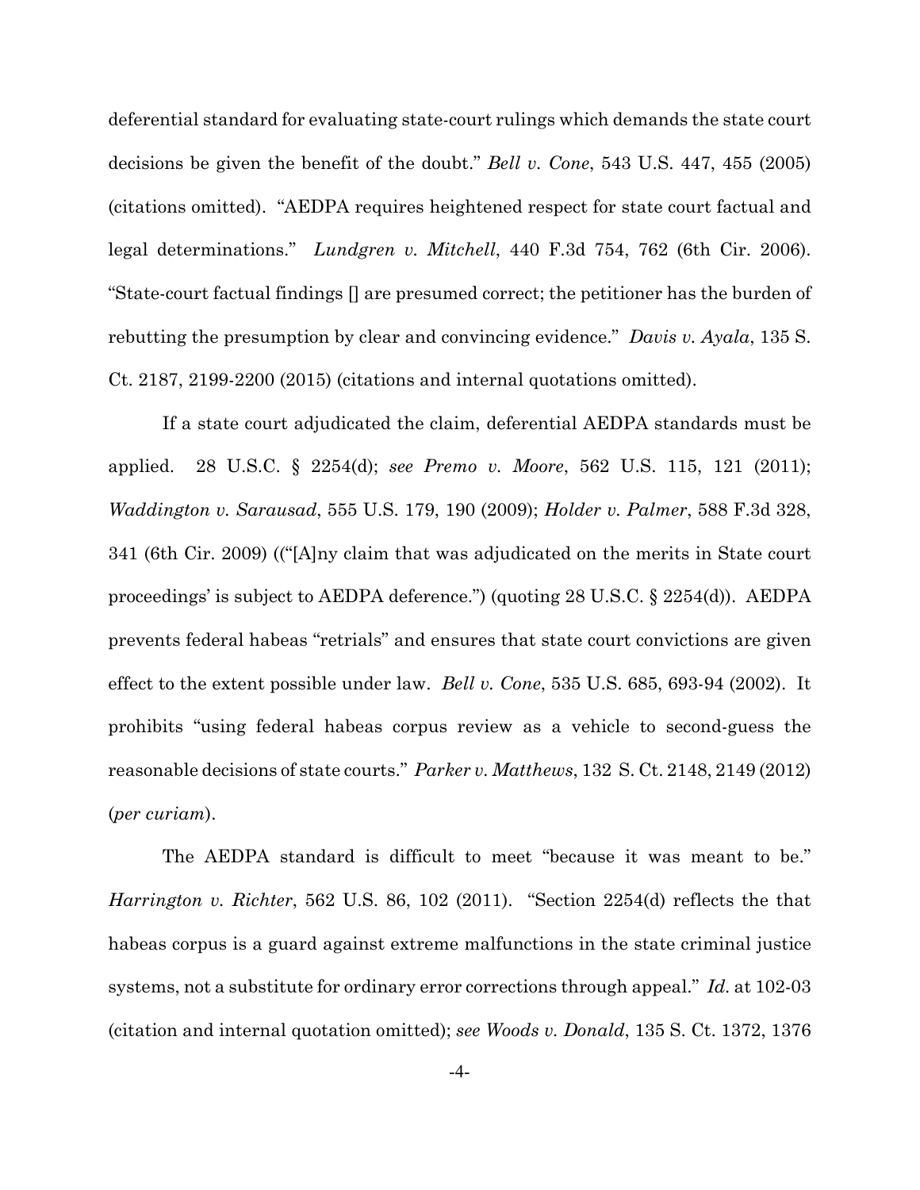deferential standard for evaluating state-court rulings which demands the state court decisions be given the benefit of the doubt." *Bell v. Cone*, 543 U.S. 447, 455 (2005) (citations omitted). "AEDPA requires heightened respect for state court factual and legal determinations." *Lundgren v. Mitchell*, 440 F.3d 754, 762 (6th Cir. 2006). "State-court factual findings [] are presumed correct; the petitioner has the burden of rebutting the presumption by clear and convincing evidence." *Davis v. Ayala*, 135 S. Ct. 2187, 2199-2200 (2015) (citations and internal quotations omitted).

If a state court adjudicated the claim, deferential AEDPA standards must be applied. 28 U.S.C. § 2254(d); *see Premo v. Moore*, 562 U.S. 115, 121 (2011); *Waddington v. Sarausad*, 555 U.S. 179, 190 (2009); *Holder v. Palmer*, 588 F.3d 328, 341 (6th Cir. 2009) (("[A]ny claim that was adjudicated on the merits in State court proceedings' is subject to AEDPA deference.") (quoting 28 U.S.C. § 2254(d)). AEDPA prevents federal habeas "retrials" and ensures that state court convictions are given effect to the extent possible under law. *Bell v. Cone*, 535 U.S. 685, 693-94 (2002). It prohibits "using federal habeas corpus review as a vehicle to second-guess the reasonable decisions of state courts." *Parker v. Matthews*, 132 S. Ct. 2148, 2149 (2012) (*per curiam*).

The AEDPA standard is difficult to meet "because it was meant to be." *Harrington v. Richter*, 562 U.S. 86, 102 (2011). "Section 2254(d) reflects the that habeas corpus is a guard against extreme malfunctions in the state criminal justice systems, not a substitute for ordinary error corrections through appeal." *Id.* at 102-03 (citation and internal quotation omitted); *see Woods v. Donald*, 135 S. Ct. 1372, 1376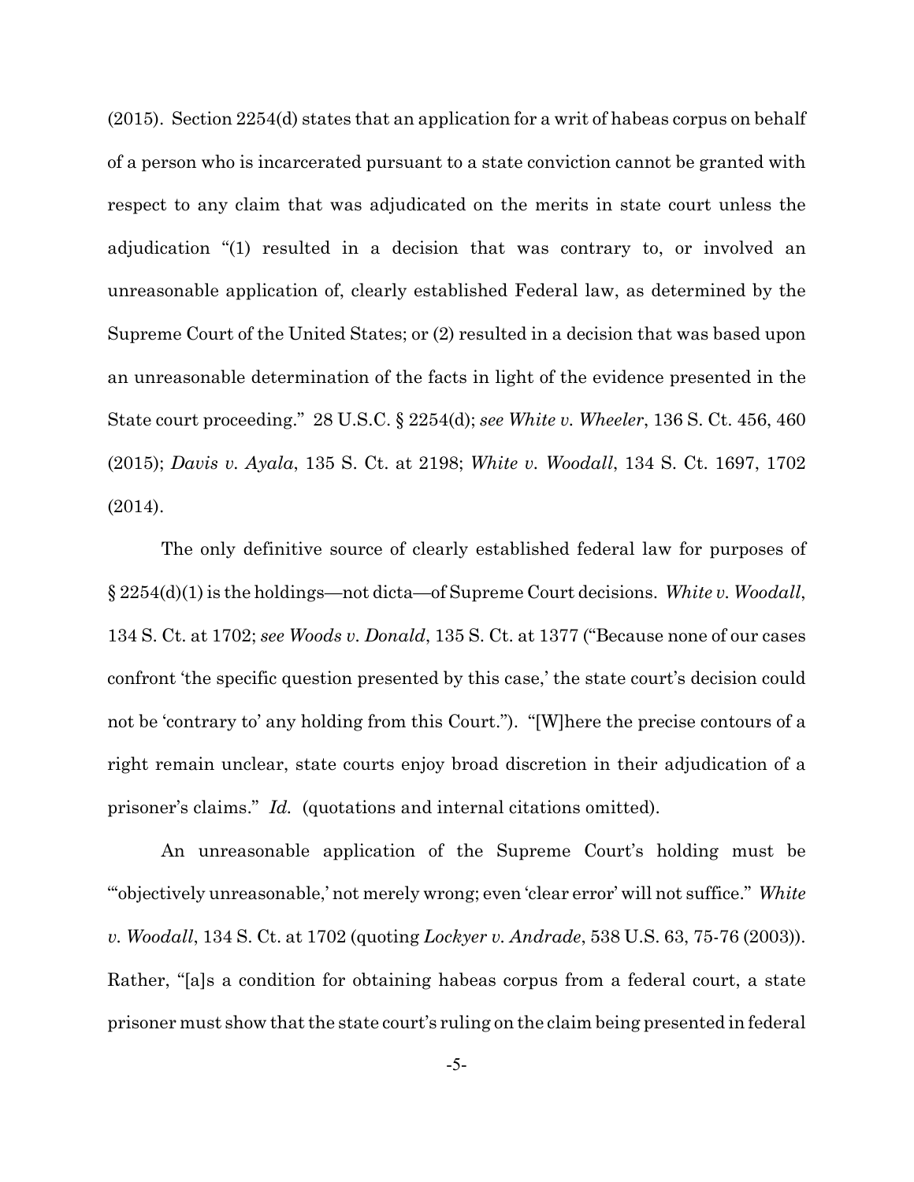(2015). Section 2254(d) states that an application for a writ of habeas corpus on behalf of a person who is incarcerated pursuant to a state conviction cannot be granted with respect to any claim that was adjudicated on the merits in state court unless the adjudication "(1) resulted in a decision that was contrary to, or involved an unreasonable application of, clearly established Federal law, as determined by the Supreme Court of the United States; or (2) resulted in a decision that was based upon an unreasonable determination of the facts in light of the evidence presented in the State court proceeding." 28 U.S.C. § 2254(d); *see White v. Wheeler*, 136 S. Ct. 456, 460 (2015); *Davis v. Ayala*, 135 S. Ct. at 2198; *White v. Woodall*, 134 S. Ct. 1697, 1702 (2014).

The only definitive source of clearly established federal law for purposes of § 2254(d)(1) is the holdings—not dicta—of Supreme Court decisions. *White v. Woodall*, 134 S. Ct. at 1702; *see Woods v. Donald*, 135 S. Ct. at 1377 ("Because none of our cases confront 'the specific question presented by this case,' the state court's decision could not be 'contrary to' any holding from this Court."). "[W]here the precise contours of a right remain unclear, state courts enjoy broad discretion in their adjudication of a prisoner's claims." *Id.* (quotations and internal citations omitted).

An unreasonable application of the Supreme Court's holding must be "'objectively unreasonable,' not merely wrong; even 'clear error' will not suffice." *White v. Woodall*, 134 S. Ct. at 1702 (quoting *Lockyer v. Andrade*, 538 U.S. 63, 75-76 (2003)). Rather, "[a]s a condition for obtaining habeas corpus from a federal court, a state prisoner must show that the state court's ruling on the claim being presented in federal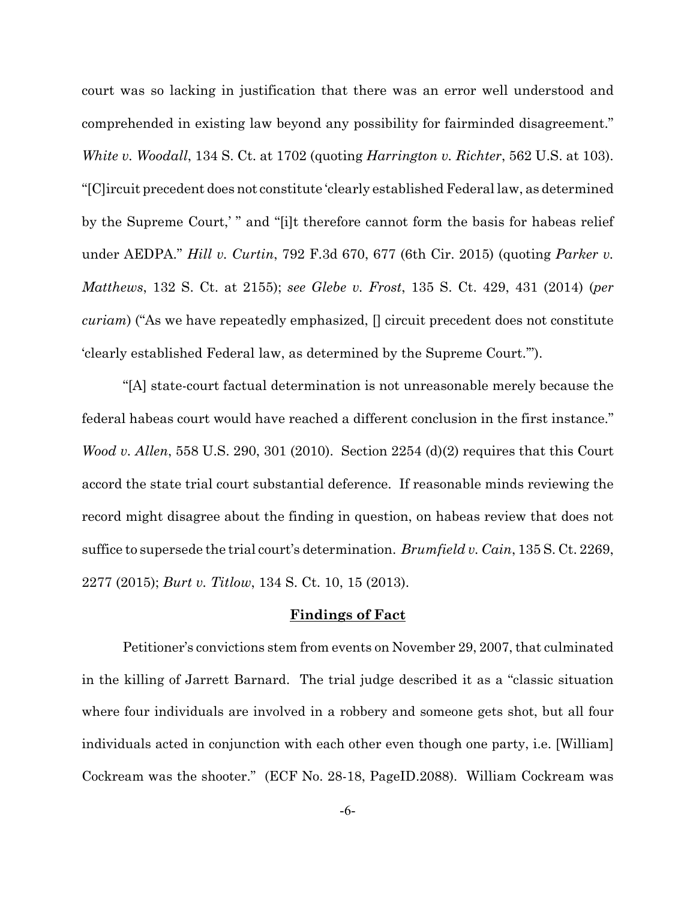court was so lacking in justification that there was an error well understood and comprehended in existing law beyond any possibility for fairminded disagreement." *White v. Woodall*, 134 S. Ct. at 1702 (quoting *Harrington v. Richter*, 562 U.S. at 103). "[C]ircuit precedent does not constitute 'clearly established Federal law, as determined by the Supreme Court,' " and "[i]t therefore cannot form the basis for habeas relief under AEDPA." *Hill v. Curtin*, 792 F.3d 670, 677 (6th Cir. 2015) (quoting *Parker v. Matthews*, 132 S. Ct. at 2155); *see Glebe v. Frost*, 135 S. Ct. 429, 431 (2014) (*per curiam*) ("As we have repeatedly emphasized, [] circuit precedent does not constitute 'clearly established Federal law, as determined by the Supreme Court.'").

"[A] state-court factual determination is not unreasonable merely because the federal habeas court would have reached a different conclusion in the first instance." *Wood v. Allen*, 558 U.S. 290, 301 (2010). Section 2254 (d)(2) requires that this Court accord the state trial court substantial deference. If reasonable minds reviewing the record might disagree about the finding in question, on habeas review that does not suffice to supersede the trial court's determination. *Brumfield v. Cain*, 135 S. Ct. 2269, 2277 (2015); *Burt v. Titlow*, 134 S. Ct. 10, 15 (2013).

**Findings of Fact**

Petitioner's convictions stem from events on November 29, 2007, that culminated in the killing of Jarrett Barnard. The trial judge described it as a "classic situation where four individuals are involved in a robbery and someone gets shot, but all four individuals acted in conjunction with each other even though one party, i.e. [William] Cockream was the shooter." (ECF No. 28-18, PageID.2088). William Cockream was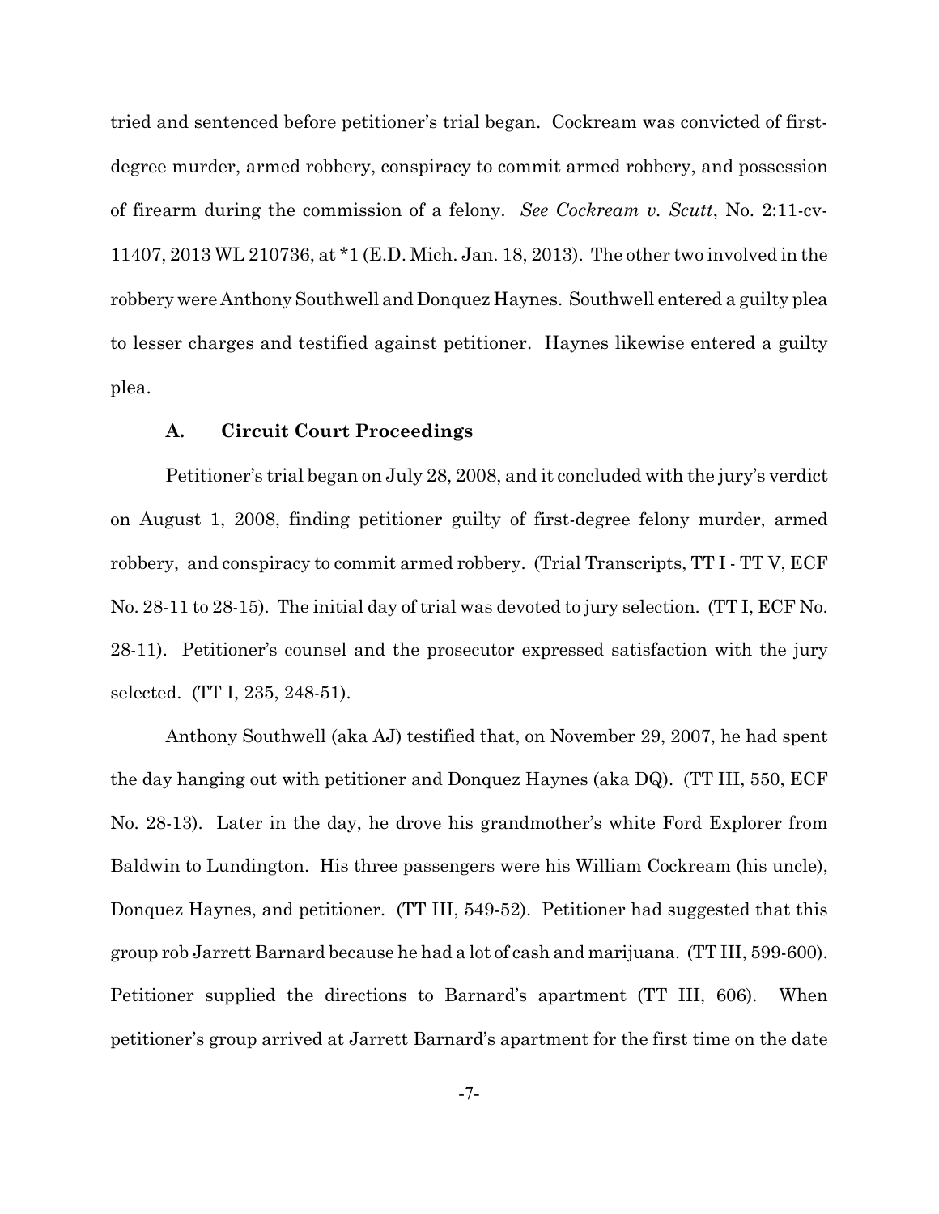tried and sentenced before petitioner's trial began. Cockream was convicted of first-degree murder, armed robbery, conspiracy to commit armed robbery, and possession of firearm during the commission of a felony. *See Cockream v. Scutt*, No. 2:11-cv-11407, 2013 WL 210736, at *1 (E.D. Mich. Jan. 18, 2013). The other two involved in the robbery were Anthony Southwell and Donquez Haynes. Southwell entered a guilty plea to lesser charges and testified against petitioner. Haynes likewise entered a guilty plea.

### A. Circuit Court Proceedings

Petitioner's trial began on July 28, 2008, and it concluded with the jury's verdict on August 1, 2008, finding petitioner guilty of first-degree felony murder, armed robbery, and conspiracy to commit armed robbery. (Trial Transcripts, TT I - TT V, ECF No. 28-11 to 28-15). The initial day of trial was devoted to jury selection. (TT I, ECF No. 28-11). Petitioner's counsel and the prosecutor expressed satisfaction with the jury selected. (TT I, 235, 248-51).

Anthony Southwell (aka AJ) testified that, on November 29, 2007, he had spent the day hanging out with petitioner and Donquez Haynes (aka DQ). (TT III, 550, ECF No. 28-13). Later in the day, he drove his grandmother's white Ford Explorer from Baldwin to Lundington. His three passengers were his William Cockream (his uncle), Donquez Haynes, and petitioner. (TT III, 549-52). Petitioner had suggested that this group rob Jarrett Barnard because he had a lot of cash and marijuana. (TT III, 599-600). Petitioner supplied the directions to Barnard's apartment (TT III, 606). When petitioner's group arrived at Jarrett Barnard's apartment for the first time on the date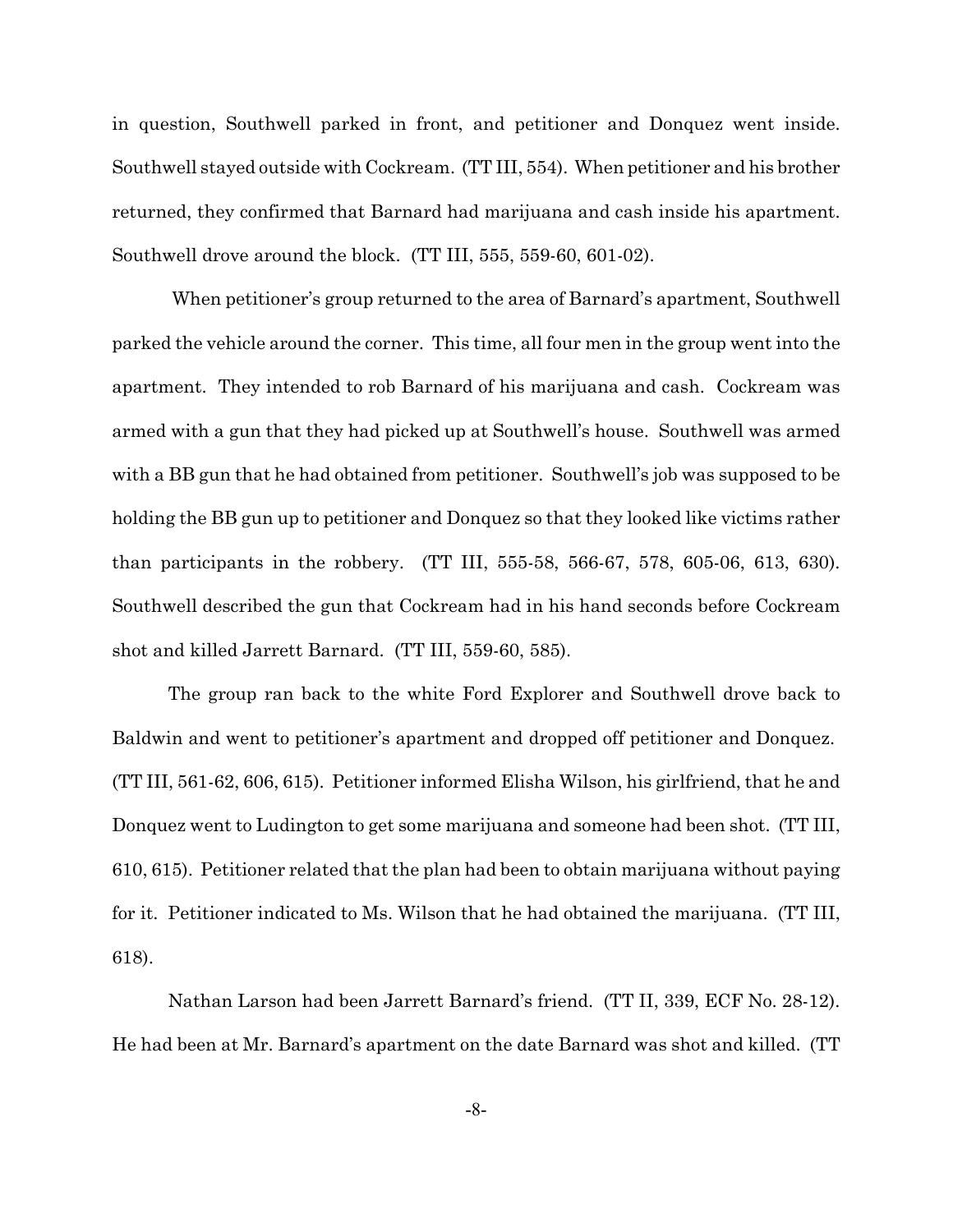in question, Southwell parked in front, and petitioner and Donquez went inside. Southwell stayed outside with Cockream. (TT III, 554). When petitioner and his brother returned, they confirmed that Barnard had marijuana and cash inside his apartment. Southwell drove around the block. (TT III, 555, 559-60, 601-02).

When petitioner's group returned to the area of Barnard's apartment, Southwell parked the vehicle around the corner. This time, all four men in the group went into the apartment. They intended to rob Barnard of his marijuana and cash. Cockream was armed with a gun that they had picked up at Southwell's house. Southwell was armed with a BB gun that he had obtained from petitioner. Southwell's job was supposed to be holding the BB gun up to petitioner and Donquez so that they looked like victims rather than participants in the robbery. (TT III, 555-58, 566-67, 578, 605-06, 613, 630). Southwell described the gun that Cockream had in his hand seconds before Cockream shot and killed Jarrett Barnard. (TT III, 559-60, 585).

The group ran back to the white Ford Explorer and Southwell drove back to Baldwin and went to petitioner's apartment and dropped off petitioner and Donquez. (TT III, 561-62, 606, 615). Petitioner informed Elisha Wilson, his girlfriend, that he and Donquez went to Ludington to get some marijuana and someone had been shot. (TT III, 610, 615). Petitioner related that the plan had been to obtain marijuana without paying for it. Petitioner indicated to Ms. Wilson that he had obtained the marijuana. (TT III, 618).

Nathan Larson had been Jarrett Barnard's friend. (TT II, 339, ECF No. 28-12). He had been at Mr. Barnard's apartment on the date Barnard was shot and killed. (TT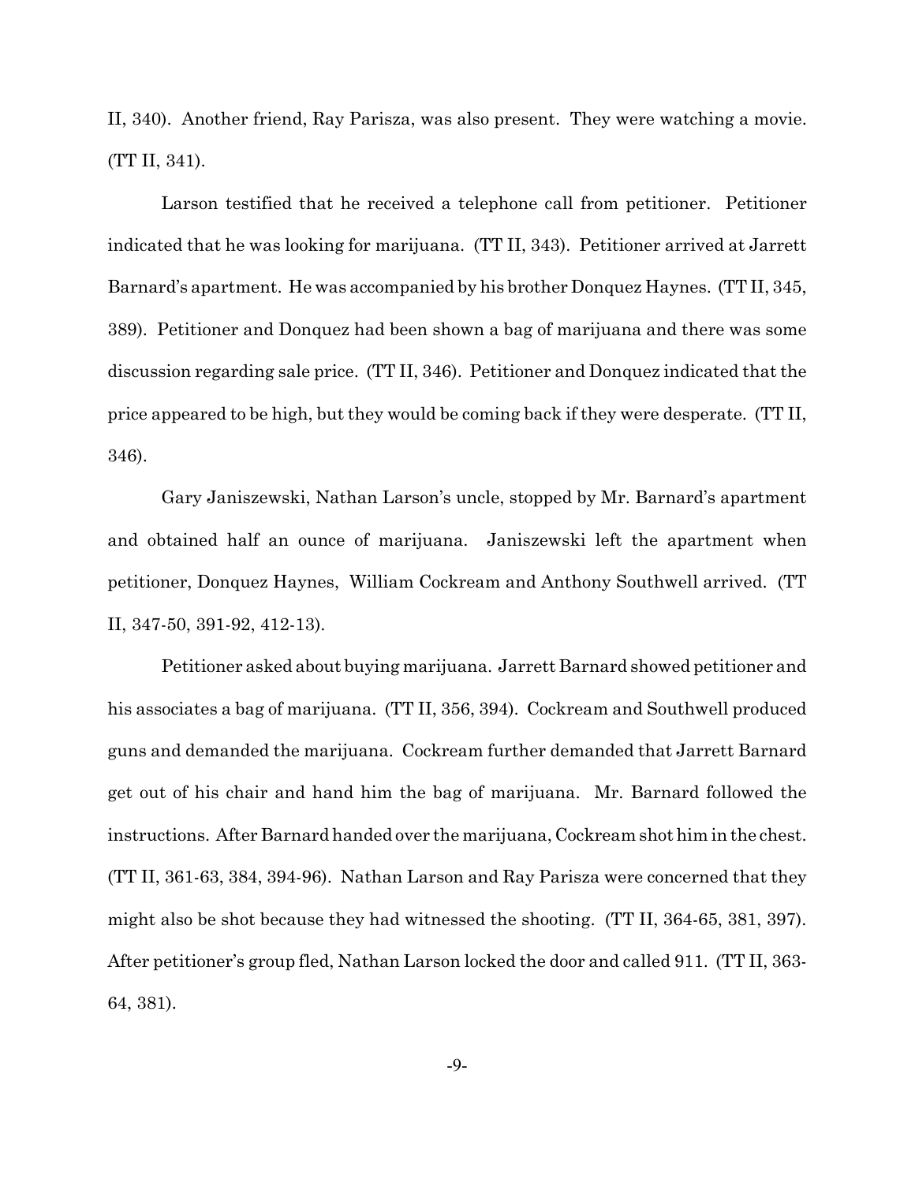II, 340). Another friend, Ray Parisza, was also present. They were watching a movie. (TT II, 341).

Larson testified that he received a telephone call from petitioner. Petitioner indicated that he was looking for marijuana. (TT II, 343). Petitioner arrived at Jarrett Barnard's apartment. He was accompanied by his brother Donquez Haynes. (TT II, 345, 389). Petitioner and Donquez had been shown a bag of marijuana and there was some discussion regarding sale price. (TT II, 346). Petitioner and Donquez indicated that the price appeared to be high, but they would be coming back if they were desperate. (TT II, 346).

Gary Janiszewski, Nathan Larson's uncle, stopped by Mr. Barnard's apartment and obtained half an ounce of marijuana. Janiszewski left the apartment when petitioner, Donquez Haynes, William Cockream and Anthony Southwell arrived. (TT II, 347-50, 391-92, 412-13).

Petitioner asked about buying marijuana. Jarrett Barnard showed petitioner and his associates a bag of marijuana. (TT II, 356, 394). Cockream and Southwell produced guns and demanded the marijuana. Cockream further demanded that Jarrett Barnard get out of his chair and hand him the bag of marijuana. Mr. Barnard followed the instructions. After Barnard handed over the marijuana, Cockream shot him in the chest. (TT II, 361-63, 384, 394-96). Nathan Larson and Ray Parisza were concerned that they might also be shot because they had witnessed the shooting. (TT II, 364-65, 381, 397). After petitioner's group fled, Nathan Larson locked the door and called 911. (TT II, 363-64, 381).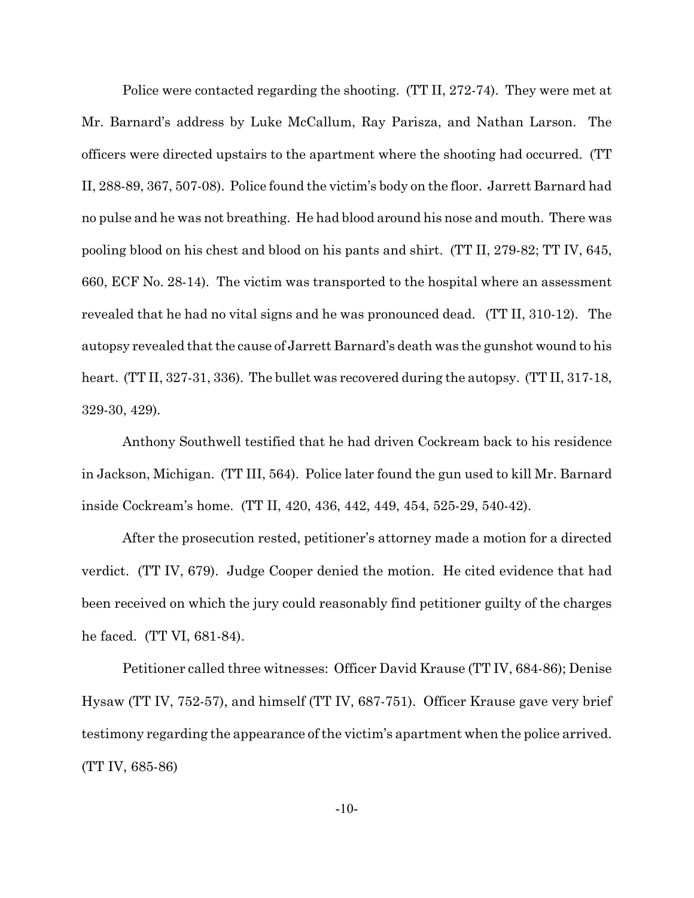Police were contacted regarding the shooting. (TT II, 272-74). They were met at Mr. Barnard's address by Luke McCallum, Ray Parisza, and Nathan Larson. The officers were directed upstairs to the apartment where the shooting had occurred. (TT II, 288-89, 367, 507-08). Police found the victim's body on the floor. Jarrett Barnard had no pulse and he was not breathing. He had blood around his nose and mouth. There was pooling blood on his chest and blood on his pants and shirt. (TT II, 279-82; TT IV, 645, 660, ECF No. 28-14). The victim was transported to the hospital where an assessment revealed that he had no vital signs and he was pronounced dead. (TT II, 310-12). The autopsy revealed that the cause of Jarrett Barnard's death was the gunshot wound to his heart. (TT II, 327-31, 336). The bullet was recovered during the autopsy. (TT II, 317-18, 329-30, 429).

Anthony Southwell testified that he had driven Cockream back to his residence in Jackson, Michigan. (TT III, 564). Police later found the gun used to kill Mr. Barnard inside Cockream's home. (TT II, 420, 436, 442, 449, 454, 525-29, 540-42).

After the prosecution rested, petitioner's attorney made a motion for a directed verdict. (TT IV, 679). Judge Cooper denied the motion. He cited evidence that had been received on which the jury could reasonably find petitioner guilty of the charges he faced. (TT VI, 681-84).

Petitioner called three witnesses: Officer David Krause (TT IV, 684-86); Denise Hysaw (TT IV, 752-57), and himself (TT IV, 687-751). Officer Krause gave very brief testimony regarding the appearance of the victim's apartment when the police arrived. (TT IV, 685-86)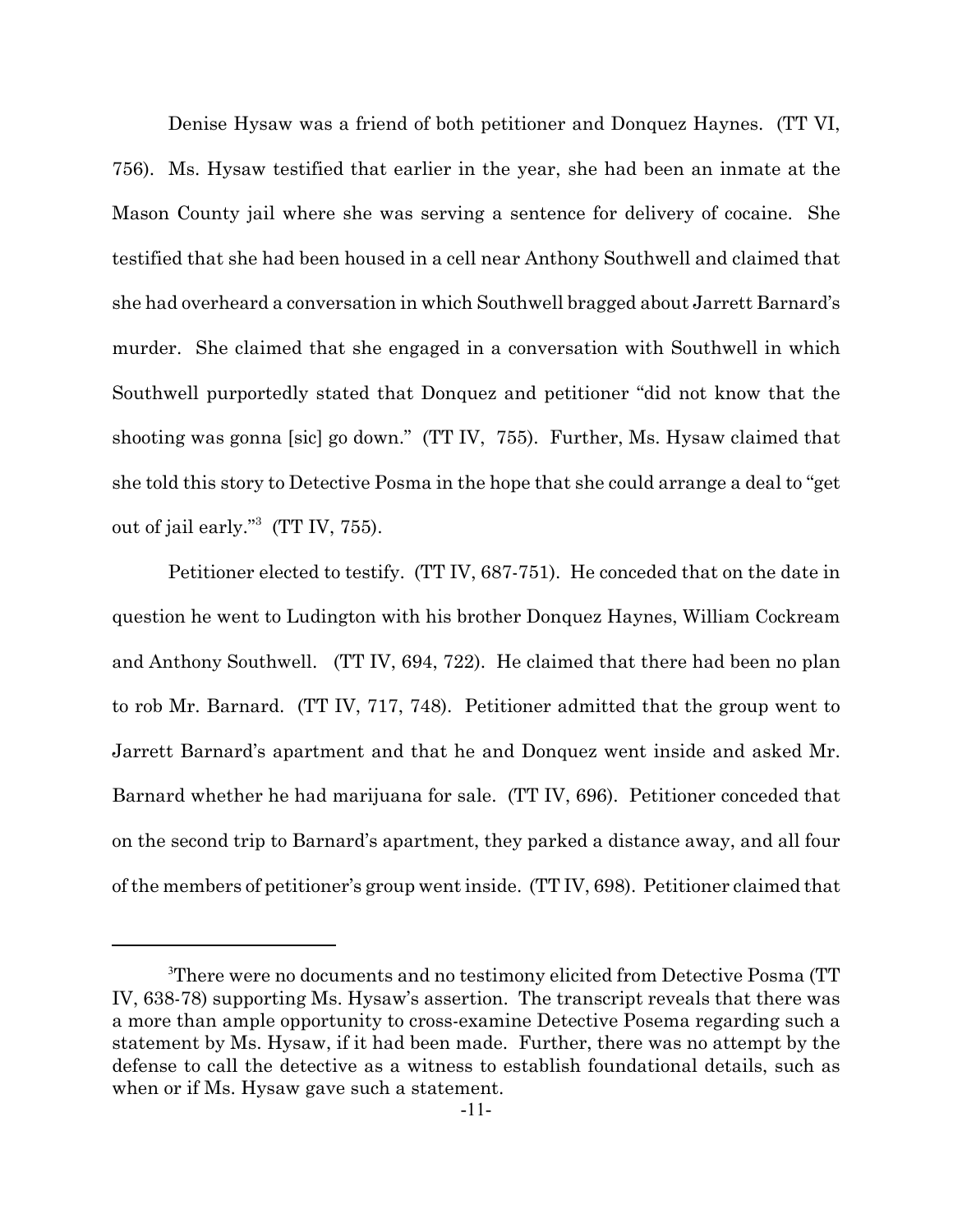Denise Hysaw was a friend of both petitioner and Donquez Haynes. (TT VI, 756). Ms. Hysaw testified that earlier in the year, she had been an inmate at the Mason County jail where she was serving a sentence for delivery of cocaine. She testified that she had been housed in a cell near Anthony Southwell and claimed that she had overheard a conversation in which Southwell bragged about Jarrett Barnard's murder. She claimed that she engaged in a conversation with Southwell in which Southwell purportedly stated that Donquez and petitioner "did not know that the shooting was gonna [sic] go down." (TT IV, 755). Further, Ms. Hysaw claimed that she told this story to Detective Posma in the hope that she could arrange a deal to "get out of jail early."[3] (TT IV, 755).

Petitioner elected to testify. (TT IV, 687-751). He conceded that on the date in question he went to Ludington with his brother Donquez Haynes, William Cockream and Anthony Southwell. (TT IV, 694, 722). He claimed that there had been no plan to rob Mr. Barnard. (TT IV, 717, 748). Petitioner admitted that the group went to Jarrett Barnard's apartment and that he and Donquez went inside and asked Mr. Barnard whether he had marijuana for sale. (TT IV, 696). Petitioner conceded that on the second trip to Barnard's apartment, they parked a distance away, and all four of the members of petitioner's group went inside. (TT IV, 698). Petitioner claimed that

[3]There were no documents and no testimony elicited from Detective Posma (TT IV, 638-78) supporting Ms. Hysaw's assertion. The transcript reveals that there was a more than ample opportunity to cross-examine Detective Posema regarding such a statement by Ms. Hysaw, if it had been made. Further, there was no attempt by the defense to call the detective as a witness to establish foundational details, such as when or if Ms. Hysaw gave such a statement.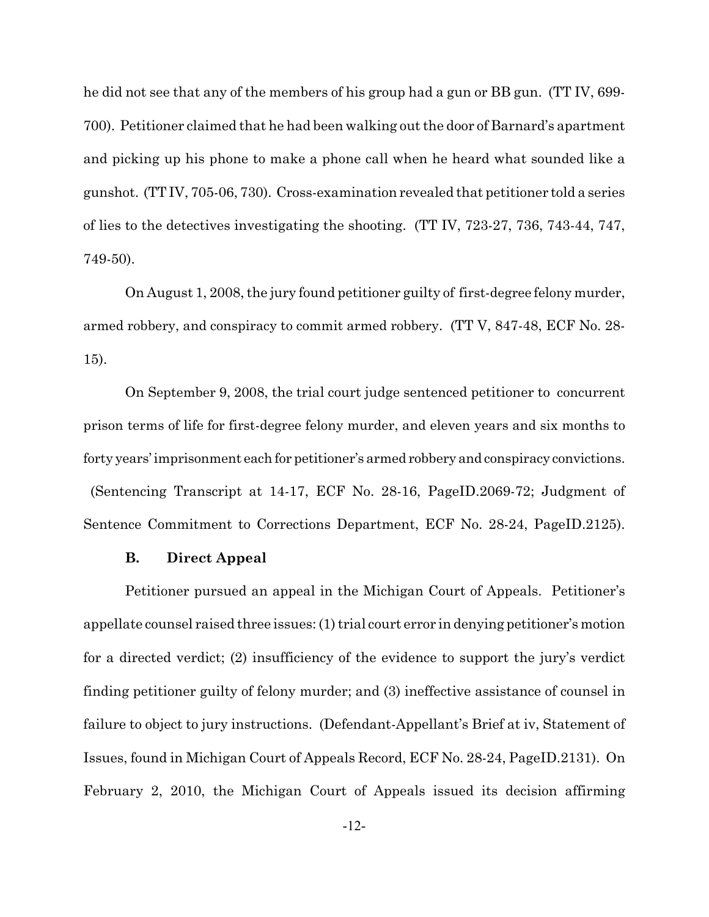he did not see that any of the members of his group had a gun or BB gun. (TT IV, 699-700). Petitioner claimed that he had been walking out the door of Barnard's apartment and picking up his phone to make a phone call when he heard what sounded like a gunshot. (TT IV, 705-06, 730). Cross-examination revealed that petitioner told a series of lies to the detectives investigating the shooting. (TT IV, 723-27, 736, 743-44, 747, 749-50).

On August 1, 2008, the jury found petitioner guilty of first-degree felony murder, armed robbery, and conspiracy to commit armed robbery. (TT V, 847-48, ECF No. 28-15).

On September 9, 2008, the trial court judge sentenced petitioner to concurrent prison terms of life for first-degree felony murder, and eleven years and six months to forty years' imprisonment each for petitioner's armed robbery and conspiracy convictions. (Sentencing Transcript at 14-17, ECF No. 28-16, PageID.2069-72; Judgment of Sentence Commitment to Corrections Department, ECF No. 28-24, PageID.2125).

### B. Direct Appeal

Petitioner pursued an appeal in the Michigan Court of Appeals. Petitioner's appellate counsel raised three issues: (1) trial court error in denying petitioner's motion for a directed verdict; (2) insufficiency of the evidence to support the jury's verdict finding petitioner guilty of felony murder; and (3) ineffective assistance of counsel in failure to object to jury instructions. (Defendant-Appellant's Brief at iv, Statement of Issues, found in Michigan Court of Appeals Record, ECF No. 28-24, PageID.2131). On February 2, 2010, the Michigan Court of Appeals issued its decision affirming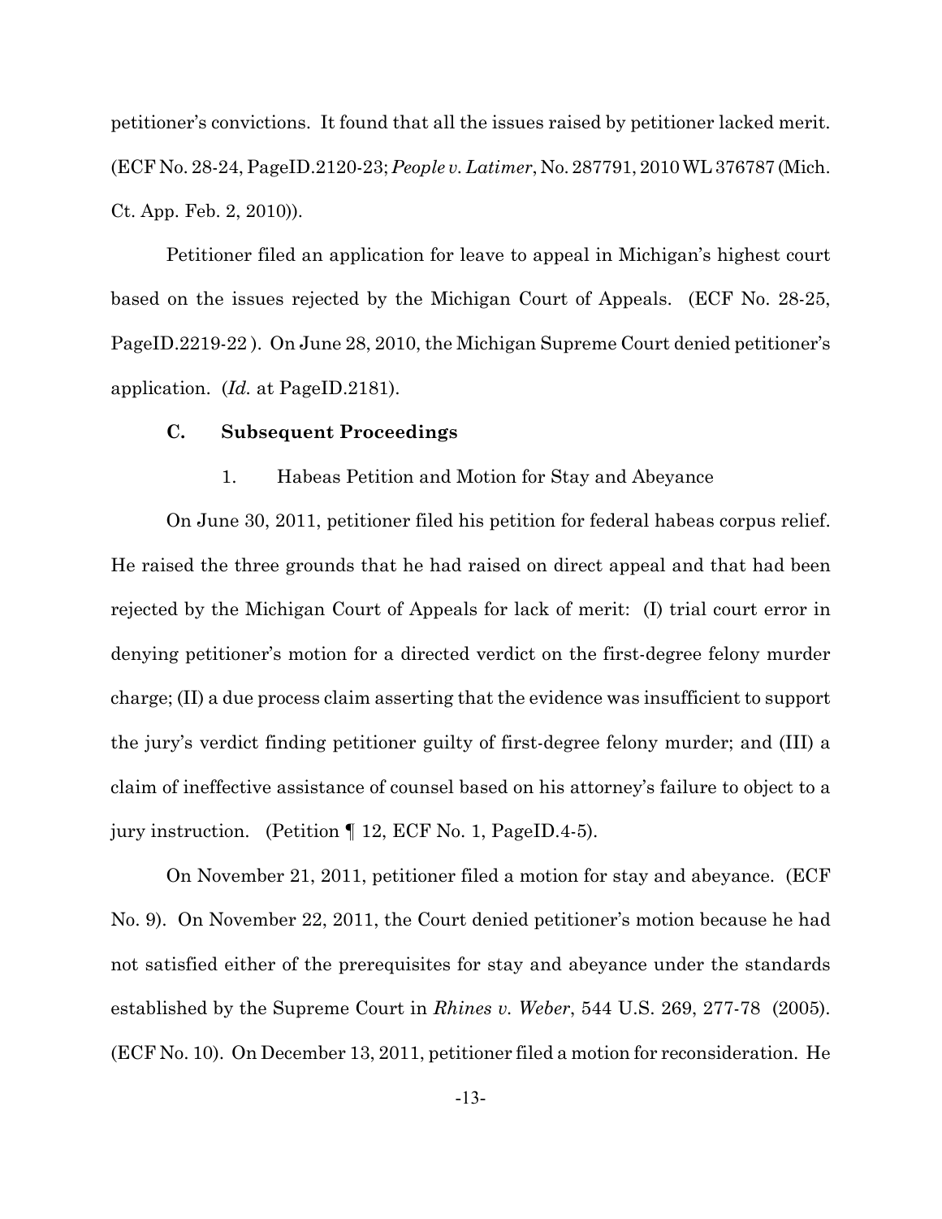petitioner's convictions. It found that all the issues raised by petitioner lacked merit. (ECF No. 28-24, PageID.2120-23; *People v. Latimer*, No. 287791, 2010 WL 376787 (Mich. Ct. App. Feb. 2, 2010)).

Petitioner filed an application for leave to appeal in Michigan's highest court based on the issues rejected by the Michigan Court of Appeals. (ECF No. 28-25, PageID.2219-22 ). On June 28, 2010, the Michigan Supreme Court denied petitioner's application. (*Id.* at PageID.2181).

### C. Subsequent Proceedings

#### 1. Habeas Petition and Motion for Stay and Abeyance

On June 30, 2011, petitioner filed his petition for federal habeas corpus relief. He raised the three grounds that he had raised on direct appeal and that had been rejected by the Michigan Court of Appeals for lack of merit: (I) trial court error in denying petitioner's motion for a directed verdict on the first-degree felony murder charge; (II) a due process claim asserting that the evidence was insufficient to support the jury's verdict finding petitioner guilty of first-degree felony murder; and (III) a claim of ineffective assistance of counsel based on his attorney's failure to object to a jury instruction. (Petition ¶ 12, ECF No. 1, PageID.4-5).

On November 21, 2011, petitioner filed a motion for stay and abeyance. (ECF No. 9). On November 22, 2011, the Court denied petitioner's motion because he had not satisfied either of the prerequisites for stay and abeyance under the standards established by the Supreme Court in *Rhines v. Weber*, 544 U.S. 269, 277-78 (2005). (ECF No. 10). On December 13, 2011, petitioner filed a motion for reconsideration. He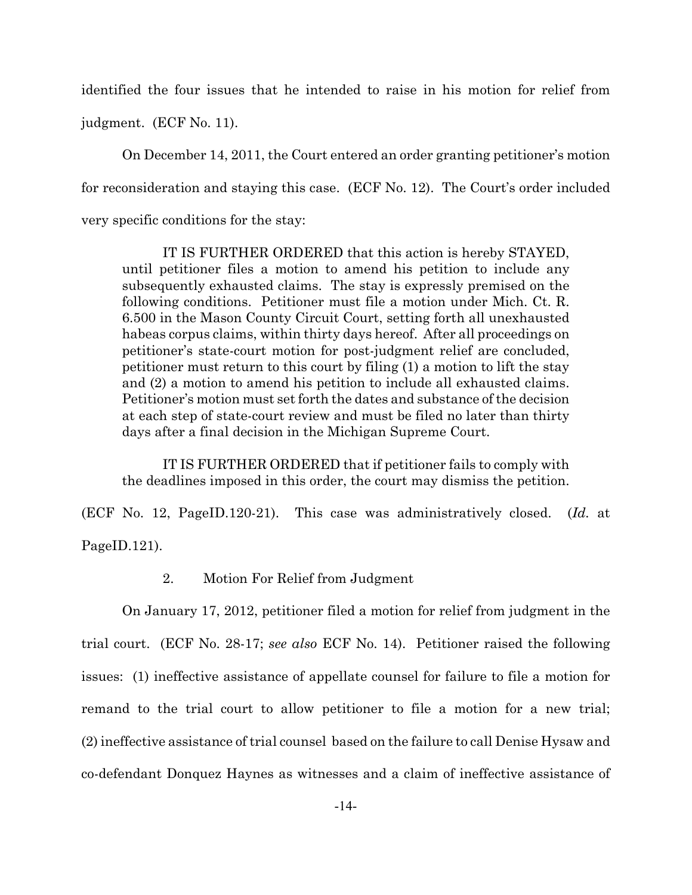identified the four issues that he intended to raise in his motion for relief from judgment. (ECF No. 11).

On December 14, 2011, the Court entered an order granting petitioner's motion for reconsideration and staying this case. (ECF No. 12). The Court's order included very specific conditions for the stay:

> IT IS FURTHER ORDERED that this action is hereby STAYED, until petitioner files a motion to amend his petition to include any subsequently exhausted claims. The stay is expressly premised on the following conditions. Petitioner must file a motion under Mich. Ct. R. 6.500 in the Mason County Circuit Court, setting forth all unexhausted habeas corpus claims, within thirty days hereof. After all proceedings on petitioner's state-court motion for post-judgment relief are concluded, petitioner must return to this court by filing (1) a motion to lift the stay and (2) a motion to amend his petition to include all exhausted claims. Petitioner's motion must set forth the dates and substance of the decision at each step of state-court review and must be filed no later than thirty days after a final decision in the Michigan Supreme Court.
>
> IT IS FURTHER ORDERED that if petitioner fails to comply with the deadlines imposed in this order, the court may dismiss the petition.

(ECF No. 12, PageID.120-21). This case was administratively closed. (*Id.* at PageID.121).

### 2. Motion For Relief from Judgment

On January 17, 2012, petitioner filed a motion for relief from judgment in the trial court. (ECF No. 28-17; *see also* ECF No. 14). Petitioner raised the following issues: (1) ineffective assistance of appellate counsel for failure to file a motion for remand to the trial court to allow petitioner to file a motion for a new trial; (2) ineffective assistance of trial counsel based on the failure to call Denise Hysaw and co-defendant Donquez Haynes as witnesses and a claim of ineffective assistance of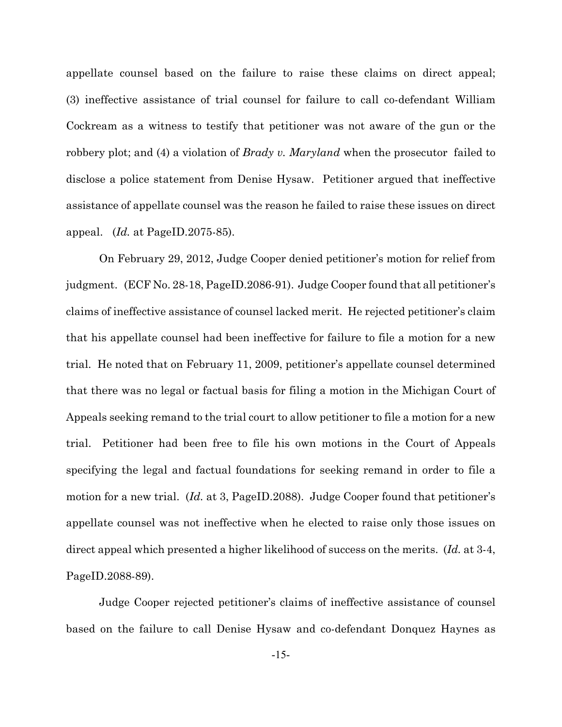appellate counsel based on the failure to raise these claims on direct appeal; (3) ineffective assistance of trial counsel for failure to call co-defendant William Cockream as a witness to testify that petitioner was not aware of the gun or the robbery plot; and (4) a violation of *Brady v. Maryland* when the prosecutor failed to disclose a police statement from Denise Hysaw. Petitioner argued that ineffective assistance of appellate counsel was the reason he failed to raise these issues on direct appeal. (*Id.* at PageID.2075-85).

On February 29, 2012, Judge Cooper denied petitioner's motion for relief from judgment. (ECF No. 28-18, PageID.2086-91). Judge Cooper found that all petitioner's claims of ineffective assistance of counsel lacked merit. He rejected petitioner's claim that his appellate counsel had been ineffective for failure to file a motion for a new trial. He noted that on February 11, 2009, petitioner's appellate counsel determined that there was no legal or factual basis for filing a motion in the Michigan Court of Appeals seeking remand to the trial court to allow petitioner to file a motion for a new trial. Petitioner had been free to file his own motions in the Court of Appeals specifying the legal and factual foundations for seeking remand in order to file a motion for a new trial. (*Id.* at 3, PageID.2088). Judge Cooper found that petitioner's appellate counsel was not ineffective when he elected to raise only those issues on direct appeal which presented a higher likelihood of success on the merits. (*Id.* at 3-4, PageID.2088-89).

Judge Cooper rejected petitioner's claims of ineffective assistance of counsel based on the failure to call Denise Hysaw and co-defendant Donquez Haynes as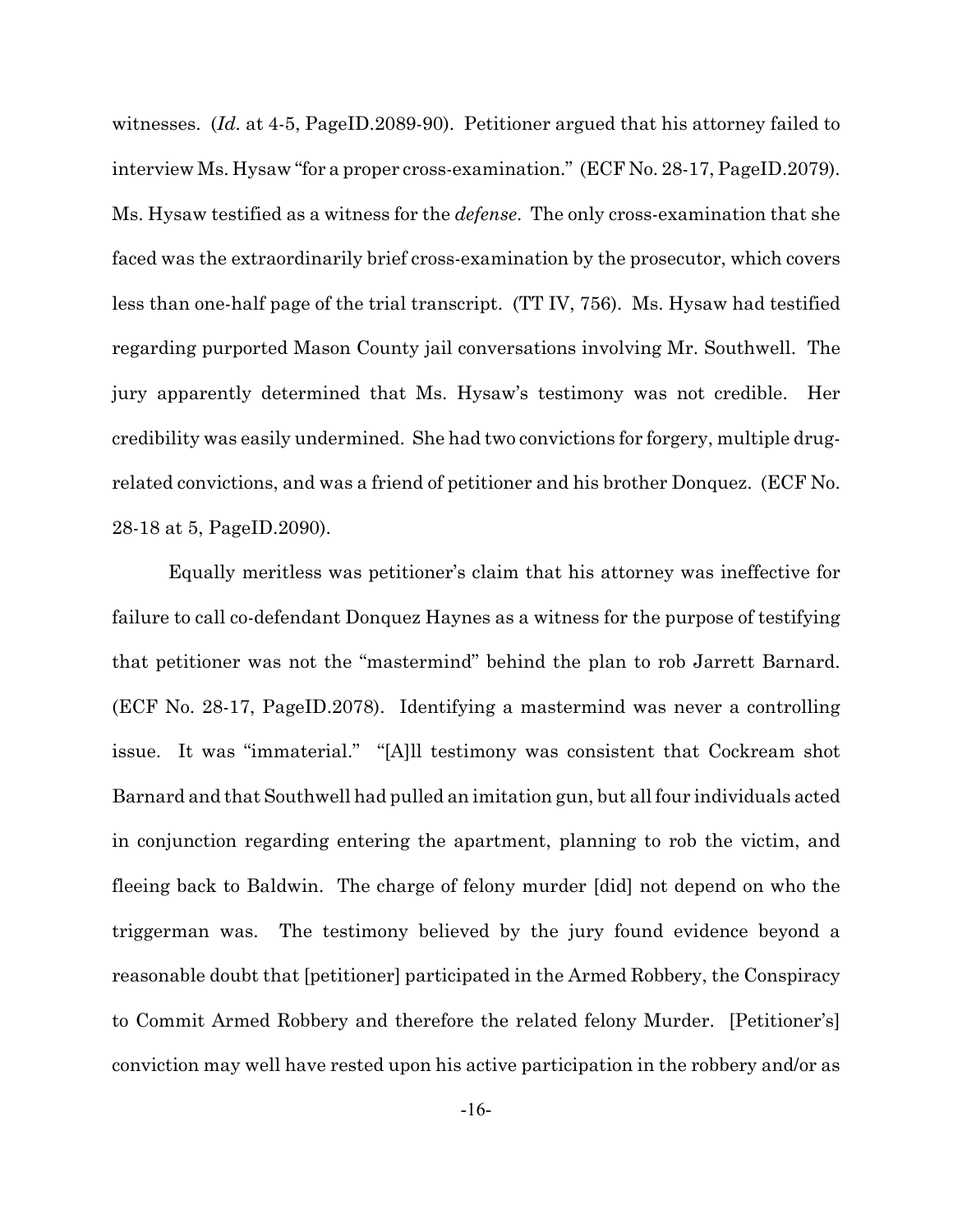witnesses. (*Id.* at 4-5, PageID.2089-90). Petitioner argued that his attorney failed to interview Ms. Hysaw "for a proper cross-examination." (ECF No. 28-17, PageID.2079). Ms. Hysaw testified as a witness for the *defense*. The only cross-examination that she faced was the extraordinarily brief cross-examination by the prosecutor, which covers less than one-half page of the trial transcript. (TT IV, 756). Ms. Hysaw had testified regarding purported Mason County jail conversations involving Mr. Southwell. The jury apparently determined that Ms. Hysaw's testimony was not credible. Her credibility was easily undermined. She had two convictions for forgery, multiple drug-related convictions, and was a friend of petitioner and his brother Donquez. (ECF No. 28-18 at 5, PageID.2090).

Equally meritless was petitioner's claim that his attorney was ineffective for failure to call co-defendant Donquez Haynes as a witness for the purpose of testifying that petitioner was not the "mastermind" behind the plan to rob Jarrett Barnard. (ECF No. 28-17, PageID.2078). Identifying a mastermind was never a controlling issue. It was "immaterial." "[A]ll testimony was consistent that Cockream shot Barnard and that Southwell had pulled an imitation gun, but all four individuals acted in conjunction regarding entering the apartment, planning to rob the victim, and fleeing back to Baldwin. The charge of felony murder [did] not depend on who the triggerman was. The testimony believed by the jury found evidence beyond a reasonable doubt that [petitioner] participated in the Armed Robbery, the Conspiracy to Commit Armed Robbery and therefore the related felony Murder. [Petitioner's] conviction may well have rested upon his active participation in the robbery and/or as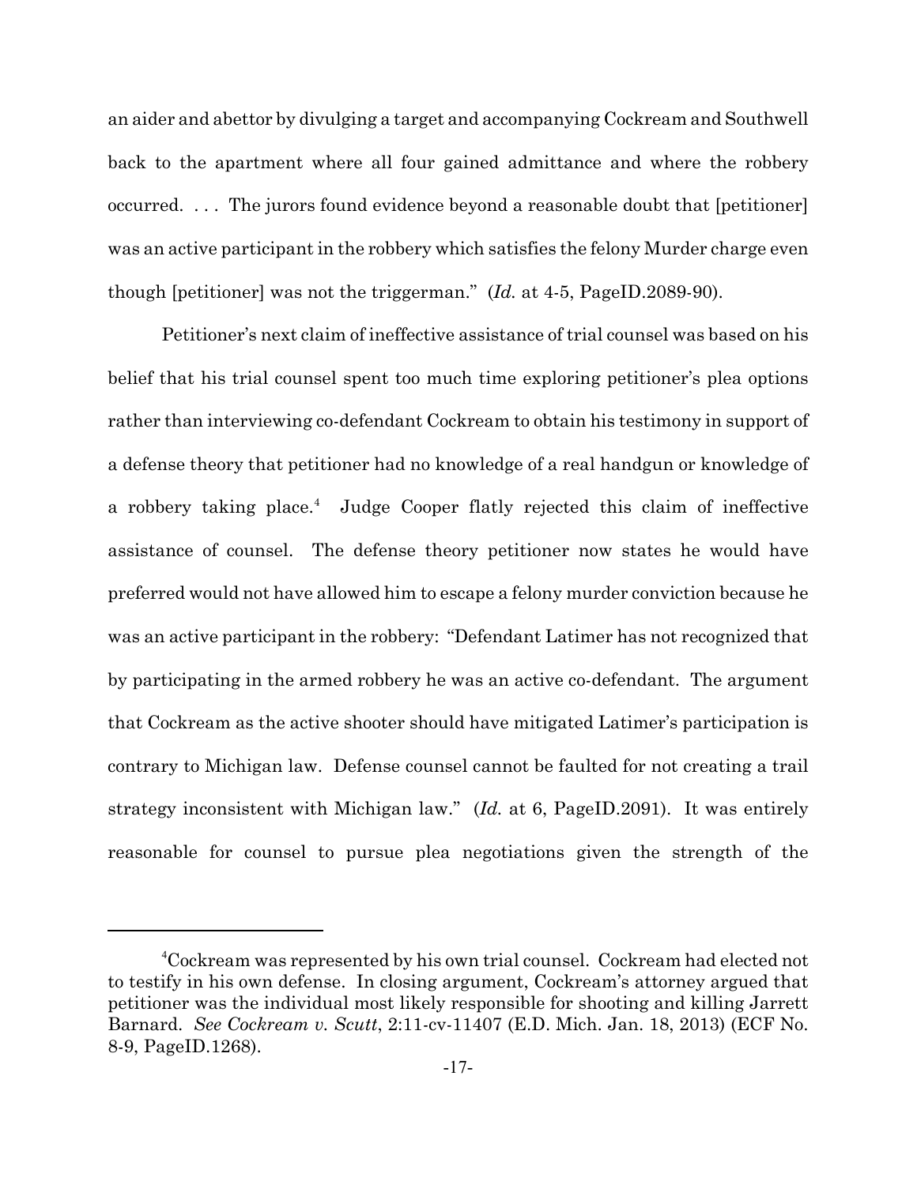an aider and abettor by divulging a target and accompanying Cockream and Southwell back to the apartment where all four gained admittance and where the robbery occurred. . . . The jurors found evidence beyond a reasonable doubt that [petitioner] was an active participant in the robbery which satisfies the felony Murder charge even though [petitioner] was not the triggerman." (*Id.* at 4-5, PageID.2089-90).

Petitioner's next claim of ineffective assistance of trial counsel was based on his belief that his trial counsel spent too much time exploring petitioner's plea options rather than interviewing co-defendant Cockream to obtain his testimony in support of a defense theory that petitioner had no knowledge of a real handgun or knowledge of a robbery taking place.[4] Judge Cooper flatly rejected this claim of ineffective assistance of counsel. The defense theory petitioner now states he would have preferred would not have allowed him to escape a felony murder conviction because he was an active participant in the robbery: "Defendant Latimer has not recognized that by participating in the armed robbery he was an active co-defendant. The argument that Cockream as the active shooter should have mitigated Latimer's participation is contrary to Michigan law. Defense counsel cannot be faulted for not creating a trail strategy inconsistent with Michigan law." (*Id.* at 6, PageID.2091). It was entirely reasonable for counsel to pursue plea negotiations given the strength of the

---

[4]Cockream was represented by his own trial counsel. Cockream had elected not to testify in his own defense. In closing argument, Cockream's attorney argued that petitioner was the individual most likely responsible for shooting and killing Jarrett Barnard. *See Cockream v. Scutt*, 2:11-cv-11407 (E.D. Mich. Jan. 18, 2013) (ECF No. 8-9, PageID.1268).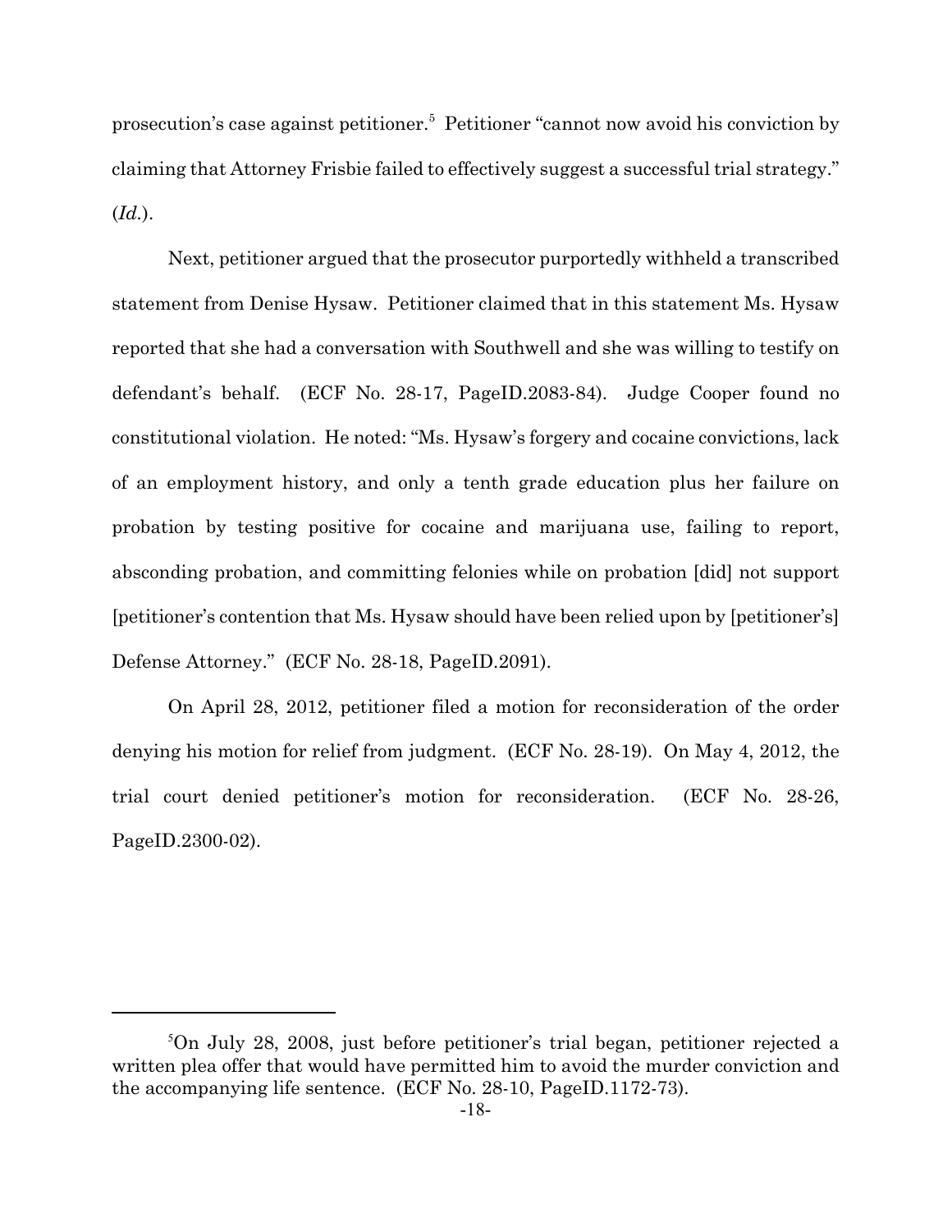prosecution's case against petitioner.[5] Petitioner "cannot now avoid his conviction by claiming that Attorney Frisbie failed to effectively suggest a successful trial strategy." (*Id.*).

Next, petitioner argued that the prosecutor purportedly withheld a transcribed statement from Denise Hysaw. Petitioner claimed that in this statement Ms. Hysaw reported that she had a conversation with Southwell and she was willing to testify on defendant's behalf. (ECF No. 28-17, PageID.2083-84). Judge Cooper found no constitutional violation. He noted: "Ms. Hysaw's forgery and cocaine convictions, lack of an employment history, and only a tenth grade education plus her failure on probation by testing positive for cocaine and marijuana use, failing to report, absconding probation, and committing felonies while on probation [did] not support [petitioner's contention that Ms. Hysaw should have been relied upon by [petitioner's] Defense Attorney." (ECF No. 28-18, PageID.2091).

On April 28, 2012, petitioner filed a motion for reconsideration of the order denying his motion for relief from judgment. (ECF No. 28-19). On May 4, 2012, the trial court denied petitioner's motion for reconsideration. (ECF No. 28-26, PageID.2300-02).

---

[5] On July 28, 2008, just before petitioner's trial began, petitioner rejected a written plea offer that would have permitted him to avoid the murder conviction and the accompanying life sentence. (ECF No. 28-10, PageID.1172-73).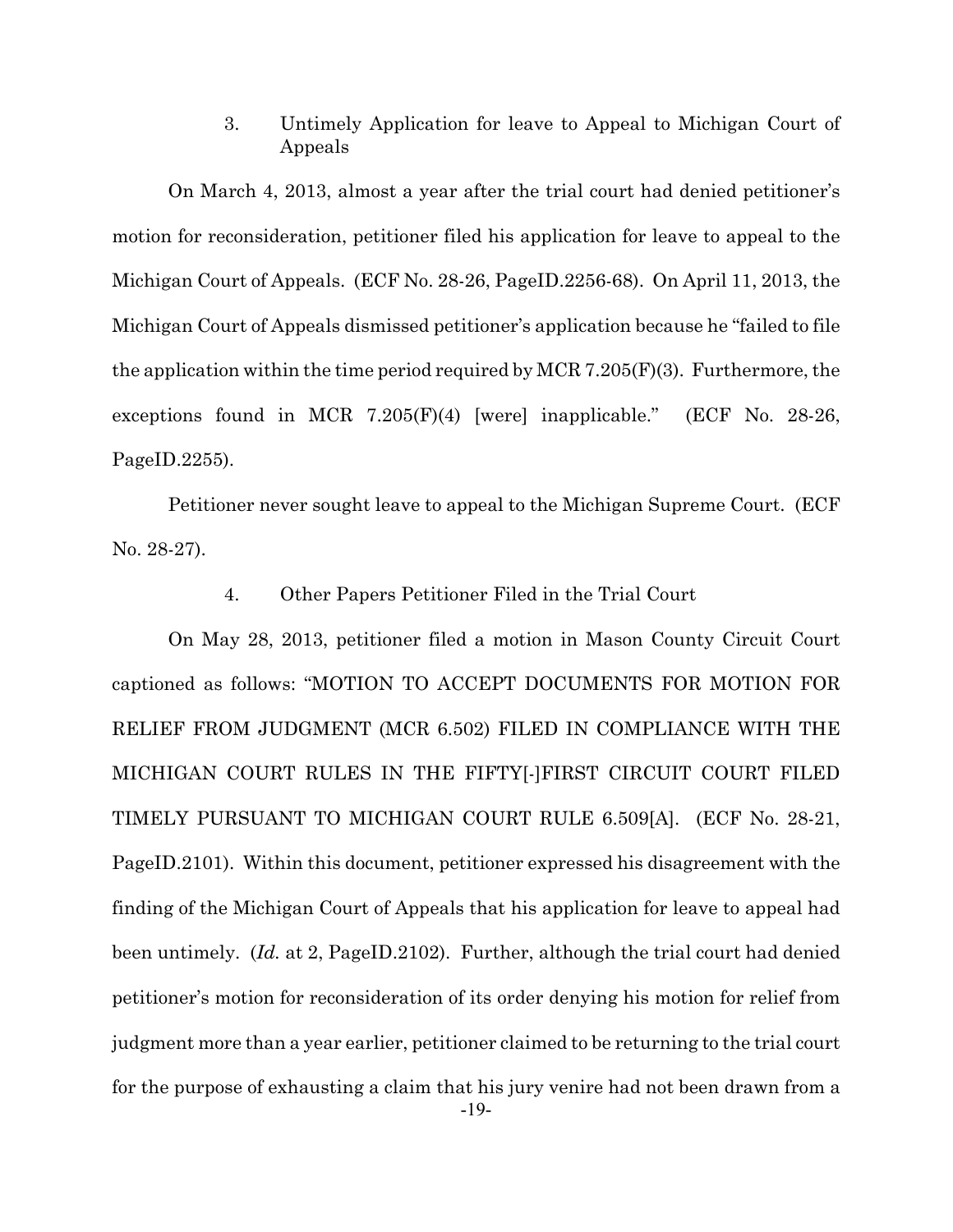### 3. Untimely Application for leave to Appeal to Michigan Court of Appeals

On March 4, 2013, almost a year after the trial court had denied petitioner's motion for reconsideration, petitioner filed his application for leave to appeal to the Michigan Court of Appeals. (ECF No. 28-26, PageID.2256-68). On April 11, 2013, the Michigan Court of Appeals dismissed petitioner's application because he "failed to file the application within the time period required by MCR 7.205(F)(3). Furthermore, the exceptions found in MCR 7.205(F)(4) [were] inapplicable." (ECF No. 28-26, PageID.2255).

Petitioner never sought leave to appeal to the Michigan Supreme Court. (ECF No. 28-27).

### 4. Other Papers Petitioner Filed in the Trial Court

On May 28, 2013, petitioner filed a motion in Mason County Circuit Court captioned as follows: "MOTION TO ACCEPT DOCUMENTS FOR MOTION FOR RELIEF FROM JUDGMENT (MCR 6.502) FILED IN COMPLIANCE WITH THE MICHIGAN COURT RULES IN THE FIFTY[-]FIRST CIRCUIT COURT FILED TIMELY PURSUANT TO MICHIGAN COURT RULE 6.509[A]. (ECF No. 28-21, PageID.2101). Within this document, petitioner expressed his disagreement with the finding of the Michigan Court of Appeals that his application for leave to appeal had been untimely. (*Id.* at 2, PageID.2102). Further, although the trial court had denied petitioner's motion for reconsideration of its order denying his motion for relief from judgment more than a year earlier, petitioner claimed to be returning to the trial court for the purpose of exhausting a claim that his jury venire had not been drawn from a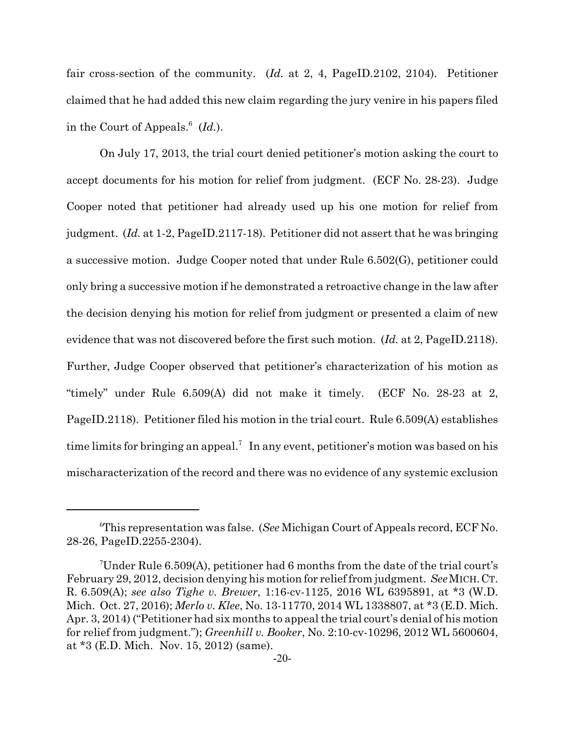fair cross-section of the community. (*Id.* at 2, 4, PageID.2102, 2104). Petitioner claimed that he had added this new claim regarding the jury venire in his papers filed in the Court of Appeals.[6] (*Id.*).

On July 17, 2013, the trial court denied petitioner's motion asking the court to accept documents for his motion for relief from judgment. (ECF No. 28-23). Judge Cooper noted that petitioner had already used up his one motion for relief from judgment. (*Id.* at 1-2, PageID.2117-18). Petitioner did not assert that he was bringing a successive motion. Judge Cooper noted that under Rule 6.502(G), petitioner could only bring a successive motion if he demonstrated a retroactive change in the law after the decision denying his motion for relief from judgment or presented a claim of new evidence that was not discovered before the first such motion. (*Id.* at 2, PageID.2118). Further, Judge Cooper observed that petitioner's characterization of his motion as "timely" under Rule 6.509(A) did not make it timely. (ECF No. 28-23 at 2, PageID.2118). Petitioner filed his motion in the trial court. Rule 6.509(A) establishes time limits for bringing an appeal.[7] In any event, petitioner's motion was based on his mischaracterization of the record and there was no evidence of any systemic exclusion

---

[6]This representation was false. (*See* Michigan Court of Appeals record, ECF No. 28-26, PageID.2255-2304).

[7]Under Rule 6.509(A), petitioner had 6 months from the date of the trial court's February 29, 2012, decision denying his motion for relief from judgment. *See* MICH. CT. R. 6.509(A); *see also Tighe v. Brewer*, 1:16-cv-1125, 2016 WL 6395891, at \*3 (W.D. Mich. Oct. 27, 2016); *Merlo v. Klee*, No. 13-11770, 2014 WL 1338807, at \*3 (E.D. Mich. Apr. 3, 2014) ("Petitioner had six months to appeal the trial court's denial of his motion for relief from judgment."); *Greenhill v. Booker*, No. 2:10-cv-10296, 2012 WL 5600604, at \*3 (E.D. Mich. Nov. 15, 2012) (same).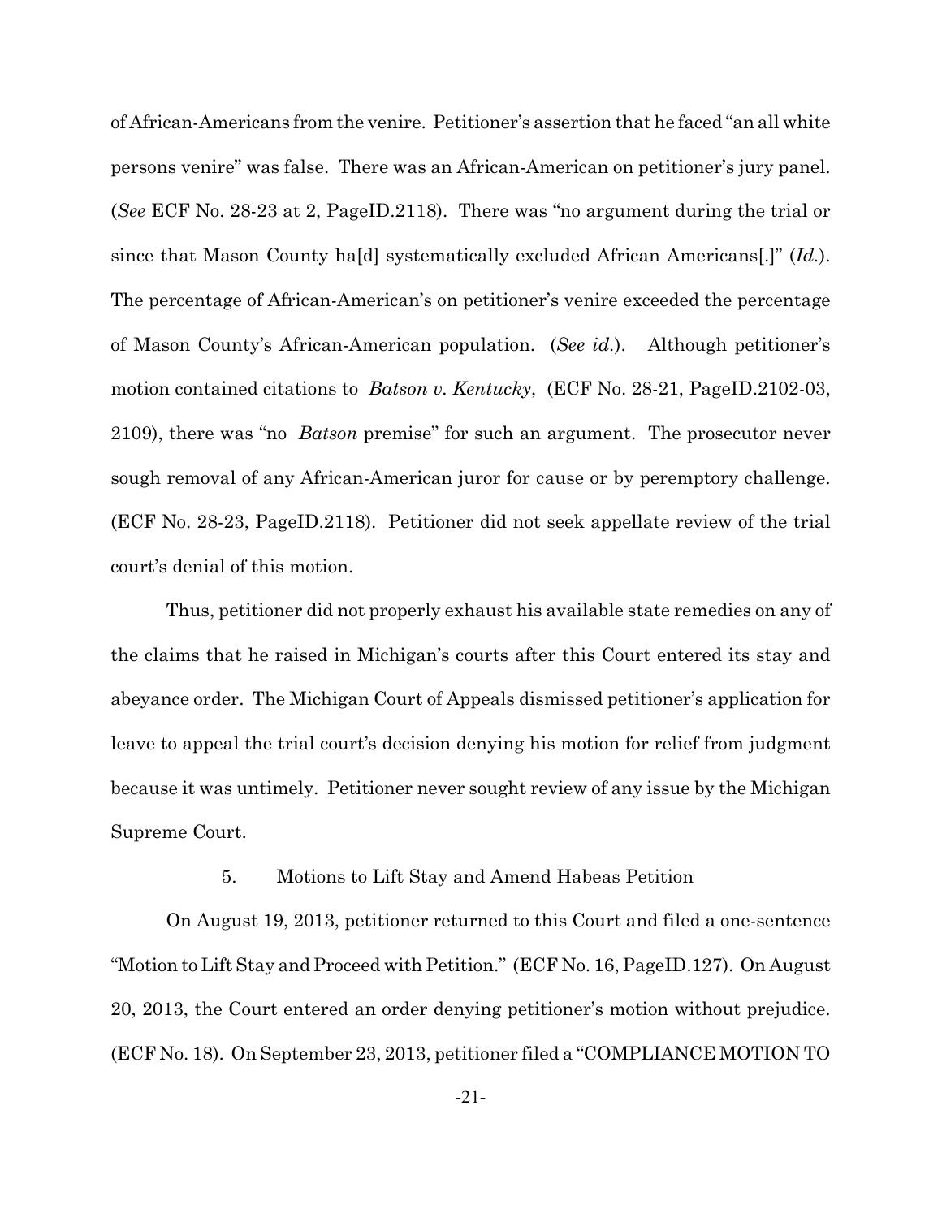of African-Americans from the venire. Petitioner's assertion that he faced "an all white persons venire" was false. There was an African-American on petitioner's jury panel. (*See* ECF No. 28-23 at 2, PageID.2118). There was "no argument during the trial or since that Mason County ha[d] systematically excluded African Americans[.]" (*Id.*). The percentage of African-American's on petitioner's venire exceeded the percentage of Mason County's African-American population. (*See id.*). Although petitioner's motion contained citations to *Batson v. Kentucky*, (ECF No. 28-21, PageID.2102-03, 2109), there was "no *Batson* premise" for such an argument. The prosecutor never sough removal of any African-American juror for cause or by peremptory challenge. (ECF No. 28-23, PageID.2118). Petitioner did not seek appellate review of the trial court's denial of this motion.

Thus, petitioner did not properly exhaust his available state remedies on any of the claims that he raised in Michigan's courts after this Court entered its stay and abeyance order. The Michigan Court of Appeals dismissed petitioner's application for leave to appeal the trial court's decision denying his motion for relief from judgment because it was untimely. Petitioner never sought review of any issue by the Michigan Supreme Court.

5. Motions to Lift Stay and Amend Habeas Petition

On August 19, 2013, petitioner returned to this Court and filed a one-sentence "Motion to Lift Stay and Proceed with Petition." (ECF No. 16, PageID.127). On August 20, 2013, the Court entered an order denying petitioner's motion without prejudice. (ECF No. 18). On September 23, 2013, petitioner filed a "COMPLIANCE MOTION TO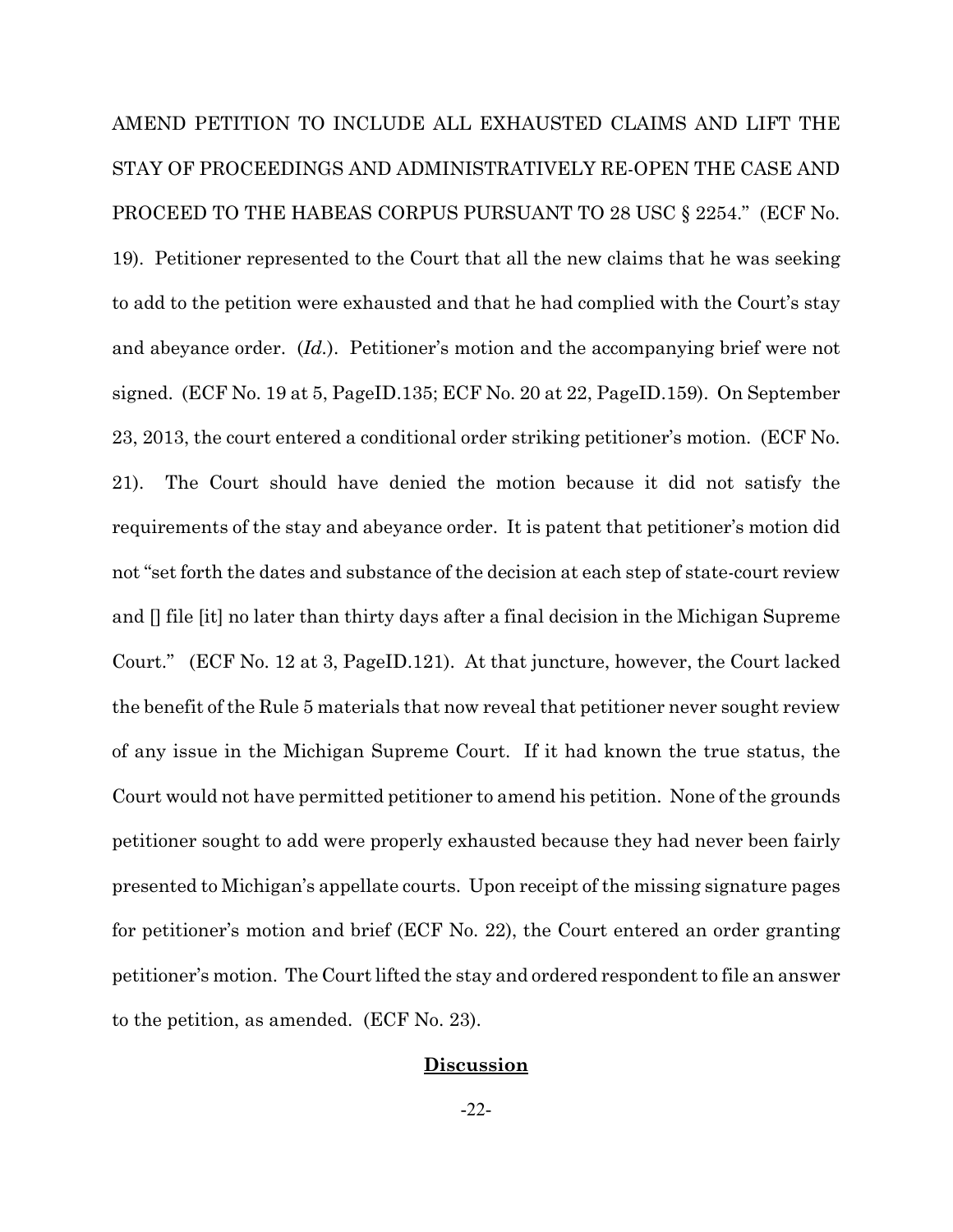AMEND PETITION TO INCLUDE ALL EXHAUSTED CLAIMS AND LIFT THE STAY OF PROCEEDINGS AND ADMINISTRATIVELY RE-OPEN THE CASE AND PROCEED TO THE HABEAS CORPUS PURSUANT TO 28 USC § 2254." (ECF No. 19). Petitioner represented to the Court that all the new claims that he was seeking to add to the petition were exhausted and that he had complied with the Court's stay and abeyance order. (*Id.*). Petitioner's motion and the accompanying brief were not signed. (ECF No. 19 at 5, PageID.135; ECF No. 20 at 22, PageID.159). On September 23, 2013, the court entered a conditional order striking petitioner's motion. (ECF No. 21). The Court should have denied the motion because it did not satisfy the requirements of the stay and abeyance order. It is patent that petitioner's motion did not "set forth the dates and substance of the decision at each step of state-court review and [] file [it] no later than thirty days after a final decision in the Michigan Supreme Court." (ECF No. 12 at 3, PageID.121). At that juncture, however, the Court lacked the benefit of the Rule 5 materials that now reveal that petitioner never sought review of any issue in the Michigan Supreme Court. If it had known the true status, the Court would not have permitted petitioner to amend his petition. None of the grounds petitioner sought to add were properly exhausted because they had never been fairly presented to Michigan's appellate courts. Upon receipt of the missing signature pages for petitioner's motion and brief (ECF No. 22), the Court entered an order granting petitioner's motion. The Court lifted the stay and ordered respondent to file an answer to the petition, as amended. (ECF No. 23).

## **Discussion**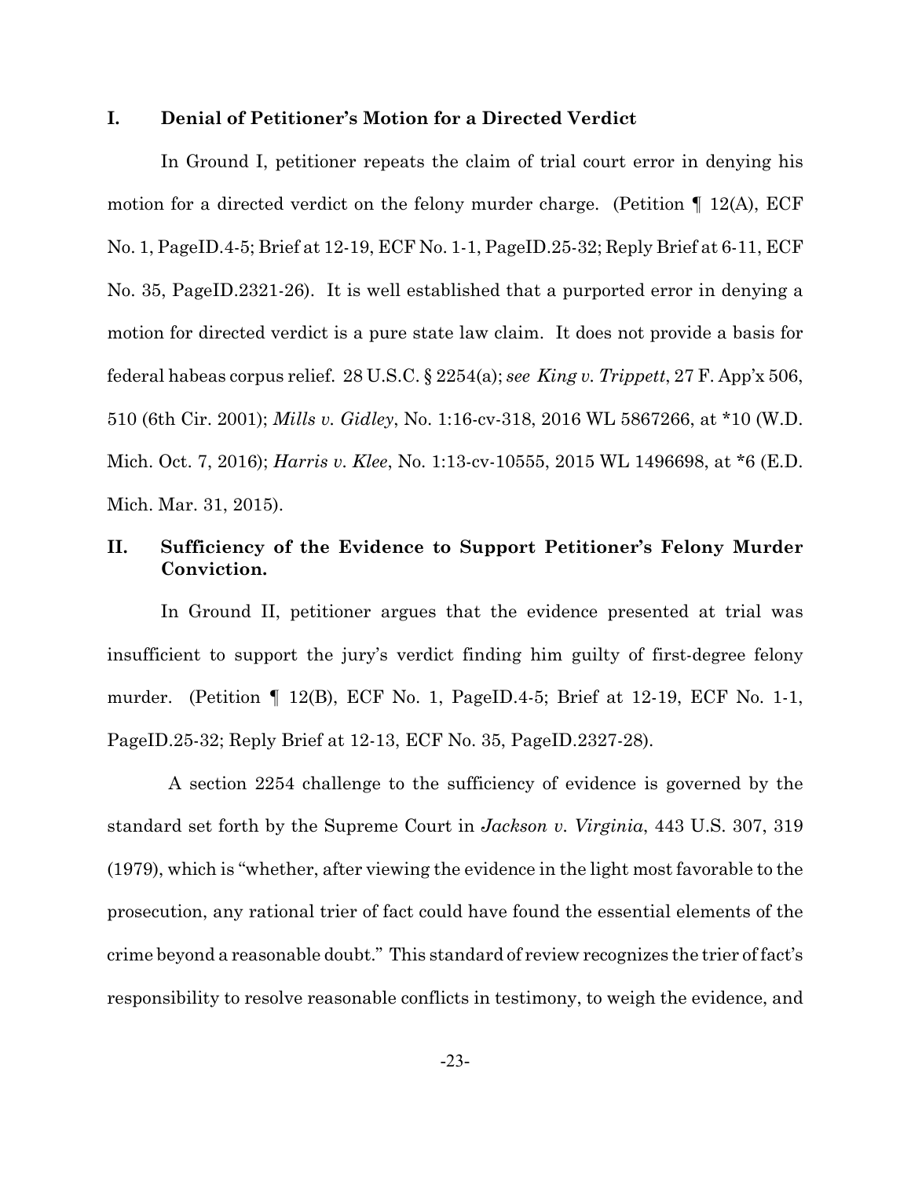## I. Denial of Petitioner's Motion for a Directed Verdict

In Ground I, petitioner repeats the claim of trial court error in denying his motion for a directed verdict on the felony murder charge. (Petition ¶ 12(A), ECF No. 1, PageID.4-5; Brief at 12-19, ECF No. 1-1, PageID.25-32; Reply Brief at 6-11, ECF No. 35, PageID.2321-26). It is well established that a purported error in denying a motion for directed verdict is a pure state law claim. It does not provide a basis for federal habeas corpus relief. 28 U.S.C. § 2254(a); *see King v. Trippett*, 27 F. App'x 506, 510 (6th Cir. 2001); *Mills v. Gidley*, No. 1:16-cv-318, 2016 WL 5867266, at *10 (W.D. Mich. Oct. 7, 2016); *Harris v. Klee*, No. 1:13-cv-10555, 2015 WL 1496698, at *6 (E.D. Mich. Mar. 31, 2015).

## II. Sufficiency of the Evidence to Support Petitioner's Felony Murder Conviction.

In Ground II, petitioner argues that the evidence presented at trial was insufficient to support the jury's verdict finding him guilty of first-degree felony murder. (Petition ¶ 12(B), ECF No. 1, PageID.4-5; Brief at 12-19, ECF No. 1-1, PageID.25-32; Reply Brief at 12-13, ECF No. 35, PageID.2327-28).

A section 2254 challenge to the sufficiency of evidence is governed by the standard set forth by the Supreme Court in *Jackson v. Virginia*, 443 U.S. 307, 319 (1979), which is "whether, after viewing the evidence in the light most favorable to the prosecution, any rational trier of fact could have found the essential elements of the crime beyond a reasonable doubt." This standard of review recognizes the trier of fact's responsibility to resolve reasonable conflicts in testimony, to weigh the evidence, and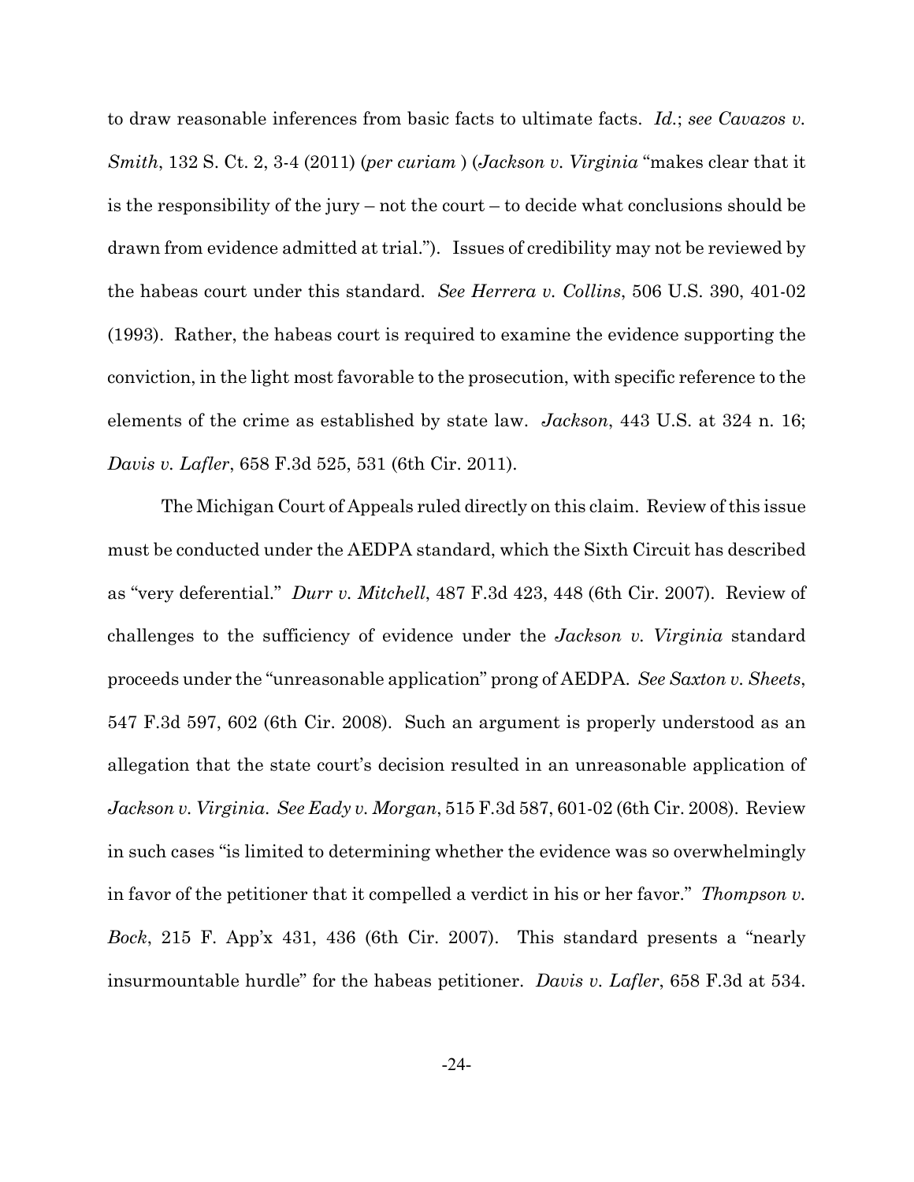to draw reasonable inferences from basic facts to ultimate facts. *Id.*; *see Cavazos v. Smith*, 132 S. Ct. 2, 3-4 (2011) (*per curiam* ) (*Jackson v. Virginia* "makes clear that it is the responsibility of the jury – not the court – to decide what conclusions should be drawn from evidence admitted at trial."). Issues of credibility may not be reviewed by the habeas court under this standard. *See Herrera v. Collins*, 506 U.S. 390, 401-02 (1993). Rather, the habeas court is required to examine the evidence supporting the conviction, in the light most favorable to the prosecution, with specific reference to the elements of the crime as established by state law. *Jackson*, 443 U.S. at 324 n. 16; *Davis v. Lafler*, 658 F.3d 525, 531 (6th Cir. 2011).

The Michigan Court of Appeals ruled directly on this claim. Review of this issue must be conducted under the AEDPA standard, which the Sixth Circuit has described as "very deferential." *Durr v. Mitchell*, 487 F.3d 423, 448 (6th Cir. 2007). Review of challenges to the sufficiency of evidence under the *Jackson v. Virginia* standard proceeds under the "unreasonable application" prong of AEDPA. *See Saxton v. Sheets*, 547 F.3d 597, 602 (6th Cir. 2008). Such an argument is properly understood as an allegation that the state court's decision resulted in an unreasonable application of *Jackson v. Virginia*. *See Eady v. Morgan*, 515 F.3d 587, 601-02 (6th Cir. 2008). Review in such cases "is limited to determining whether the evidence was so overwhelmingly in favor of the petitioner that it compelled a verdict in his or her favor." *Thompson v. Bock*, 215 F. App'x 431, 436 (6th Cir. 2007). This standard presents a "nearly insurmountable hurdle" for the habeas petitioner. *Davis v. Lafler*, 658 F.3d at 534.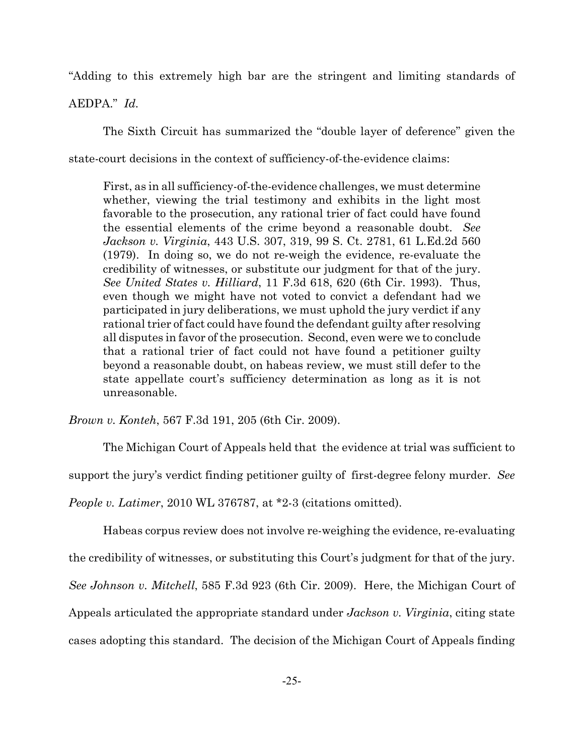"Adding to this extremely high bar are the stringent and limiting standards of AEDPA." *Id.*

The Sixth Circuit has summarized the "double layer of deference" given the state-court decisions in the context of sufficiency-of-the-evidence claims:

> First, as in all sufficiency-of-the-evidence challenges, we must determine whether, viewing the trial testimony and exhibits in the light most favorable to the prosecution, any rational trier of fact could have found the essential elements of the crime beyond a reasonable doubt. *See Jackson v. Virginia*, 443 U.S. 307, 319, 99 S. Ct. 2781, 61 L.Ed.2d 560 (1979). In doing so, we do not re-weigh the evidence, re-evaluate the credibility of witnesses, or substitute our judgment for that of the jury. *See United States v. Hilliard*, 11 F.3d 618, 620 (6th Cir. 1993). Thus, even though we might have not voted to convict a defendant had we participated in jury deliberations, we must uphold the jury verdict if any rational trier of fact could have found the defendant guilty after resolving all disputes in favor of the prosecution. Second, even were we to conclude that a rational trier of fact could not have found a petitioner guilty beyond a reasonable doubt, on habeas review, we must still defer to the state appellate court's sufficiency determination as long as it is not unreasonable.

*Brown v. Konteh*, 567 F.3d 191, 205 (6th Cir. 2009).

The Michigan Court of Appeals held that the evidence at trial was sufficient to support the jury's verdict finding petitioner guilty of first-degree felony murder. *See People v. Latimer*, 2010 WL 376787, at *2-3 (citations omitted).

Habeas corpus review does not involve re-weighing the evidence, re-evaluating the credibility of witnesses, or substituting this Court's judgment for that of the jury. *See Johnson v. Mitchell*, 585 F.3d 923 (6th Cir. 2009). Here, the Michigan Court of Appeals articulated the appropriate standard under *Jackson v. Virginia*, citing state cases adopting this standard. The decision of the Michigan Court of Appeals finding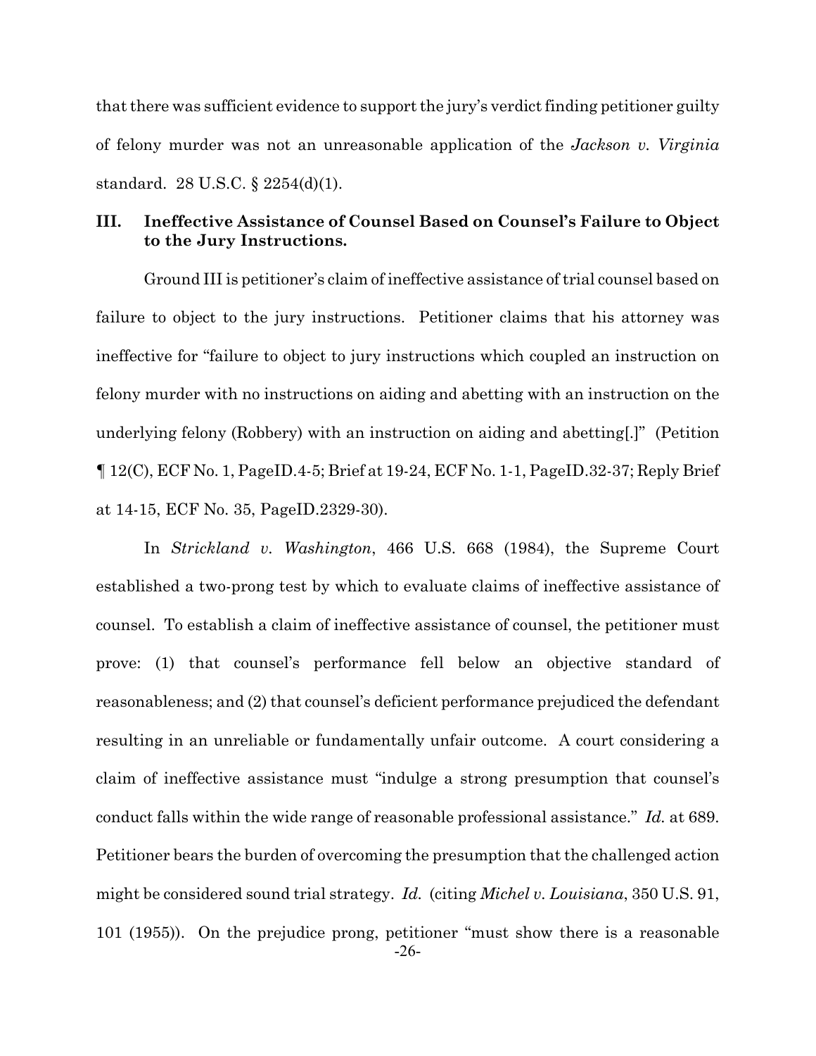that there was sufficient evidence to support the jury's verdict finding petitioner guilty of felony murder was not an unreasonable application of the *Jackson v. Virginia* standard. 28 U.S.C. § 2254(d)(1).

## III. Ineffective Assistance of Counsel Based on Counsel's Failure to Object to the Jury Instructions.

Ground III is petitioner's claim of ineffective assistance of trial counsel based on failure to object to the jury instructions. Petitioner claims that his attorney was ineffective for "failure to object to jury instructions which coupled an instruction on felony murder with no instructions on aiding and abetting with an instruction on the underlying felony (Robbery) with an instruction on aiding and abetting[.]" (Petition ¶ 12(C), ECF No. 1, PageID.4-5; Brief at 19-24, ECF No. 1-1, PageID.32-37; Reply Brief at 14-15, ECF No. 35, PageID.2329-30).

In *Strickland v. Washington*, 466 U.S. 668 (1984), the Supreme Court established a two-prong test by which to evaluate claims of ineffective assistance of counsel. To establish a claim of ineffective assistance of counsel, the petitioner must prove: (1) that counsel's performance fell below an objective standard of reasonableness; and (2) that counsel's deficient performance prejudiced the defendant resulting in an unreliable or fundamentally unfair outcome. A court considering a claim of ineffective assistance must "indulge a strong presumption that counsel's conduct falls within the wide range of reasonable professional assistance." *Id.* at 689. Petitioner bears the burden of overcoming the presumption that the challenged action might be considered sound trial strategy. *Id.* (citing *Michel v. Louisiana*, 350 U.S. 91, 101 (1955)). On the prejudice prong, petitioner "must show there is a reasonable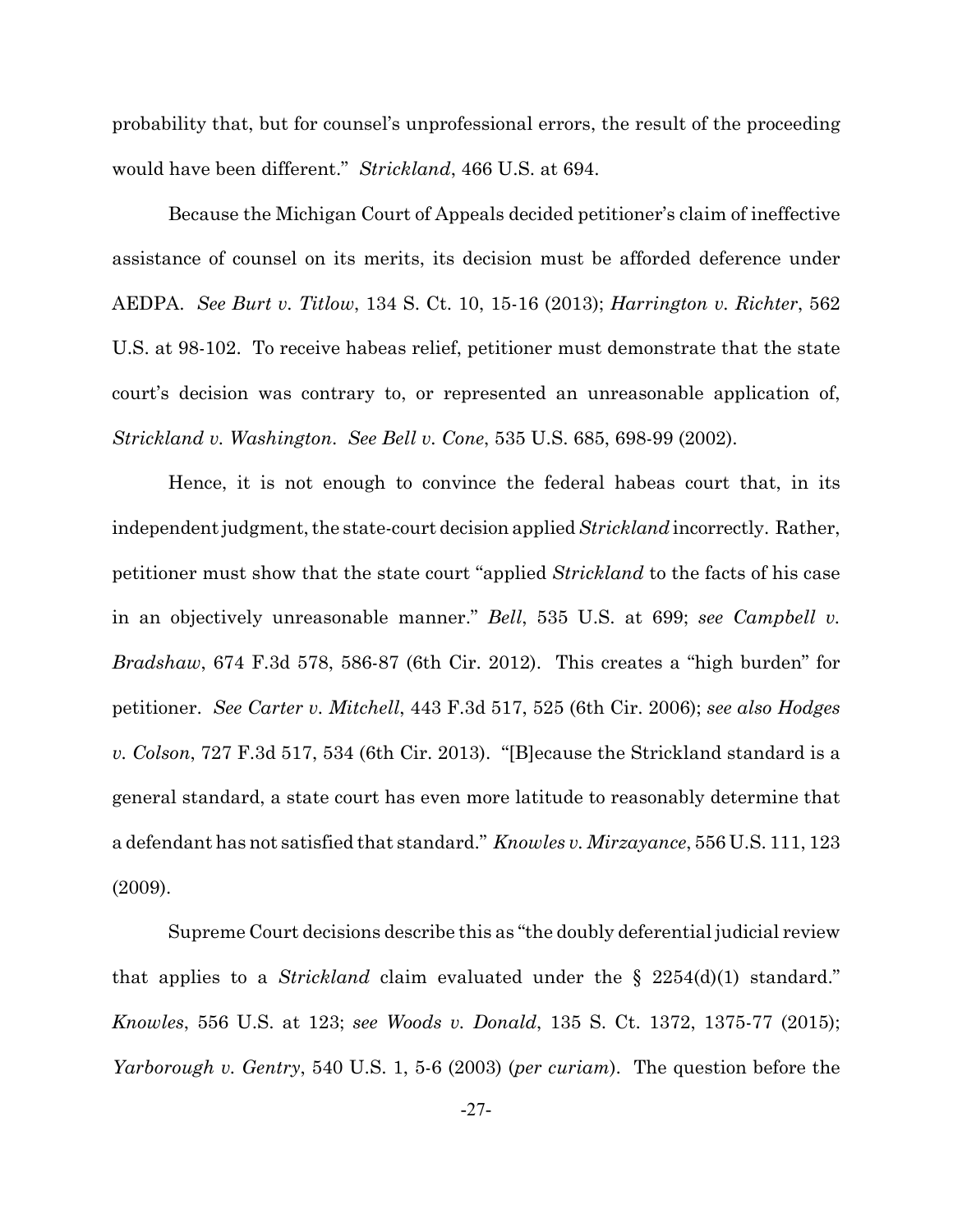probability that, but for counsel's unprofessional errors, the result of the proceeding would have been different." *Strickland*, 466 U.S. at 694.

Because the Michigan Court of Appeals decided petitioner's claim of ineffective assistance of counsel on its merits, its decision must be afforded deference under AEDPA. *See Burt v. Titlow*, 134 S. Ct. 10, 15-16 (2013); *Harrington v. Richter*, 562 U.S. at 98-102. To receive habeas relief, petitioner must demonstrate that the state court's decision was contrary to, or represented an unreasonable application of, *Strickland v. Washington*. *See Bell v. Cone*, 535 U.S. 685, 698-99 (2002).

Hence, it is not enough to convince the federal habeas court that, in its independent judgment, the state-court decision applied *Strickland* incorrectly. Rather, petitioner must show that the state court "applied *Strickland* to the facts of his case in an objectively unreasonable manner." *Bell*, 535 U.S. at 699; *see Campbell v. Bradshaw*, 674 F.3d 578, 586-87 (6th Cir. 2012). This creates a "high burden" for petitioner. *See Carter v. Mitchell*, 443 F.3d 517, 525 (6th Cir. 2006); *see also Hodges v. Colson*, 727 F.3d 517, 534 (6th Cir. 2013). "[B]ecause the Strickland standard is a general standard, a state court has even more latitude to reasonably determine that a defendant has not satisfied that standard." *Knowles v. Mirzayance*, 556 U.S. 111, 123 (2009).

Supreme Court decisions describe this as "the doubly deferential judicial review that applies to a *Strickland* claim evaluated under the § 2254(d)(1) standard." *Knowles*, 556 U.S. at 123; *see Woods v. Donald*, 135 S. Ct. 1372, 1375-77 (2015); *Yarborough v. Gentry*, 540 U.S. 1, 5-6 (2003) (*per curiam*). The question before the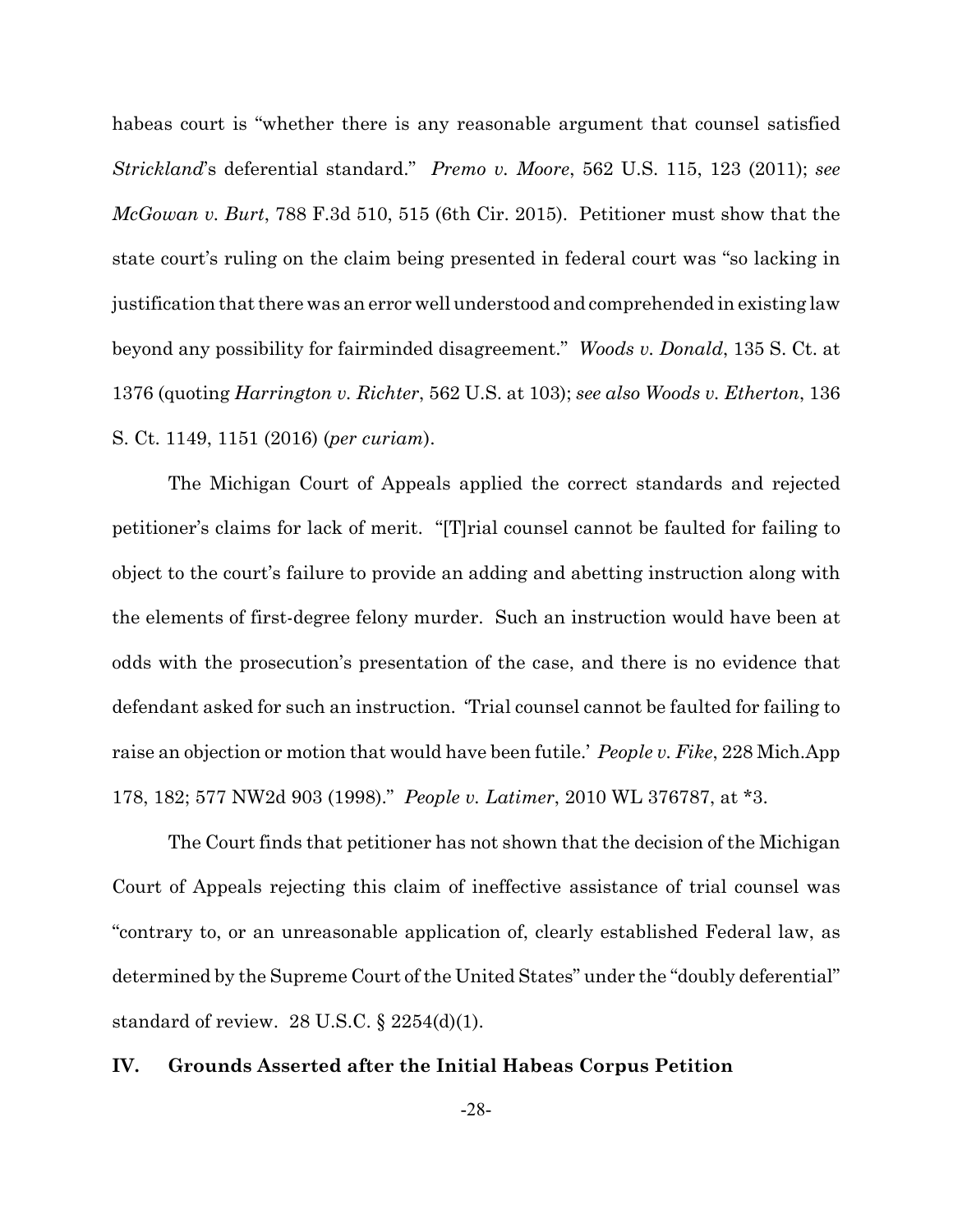habeas court is "whether there is any reasonable argument that counsel satisfied *Strickland*'s deferential standard." *Premo v. Moore*, 562 U.S. 115, 123 (2011); *see McGowan v. Burt*, 788 F.3d 510, 515 (6th Cir. 2015). Petitioner must show that the state court's ruling on the claim being presented in federal court was "so lacking in justification that there was an error well understood and comprehended in existing law beyond any possibility for fairminded disagreement." *Woods v. Donald*, 135 S. Ct. at 1376 (quoting *Harrington v. Richter*, 562 U.S. at 103); *see also Woods v. Etherton*, 136 S. Ct. 1149, 1151 (2016) (*per curiam*).

The Michigan Court of Appeals applied the correct standards and rejected petitioner's claims for lack of merit. "[T]rial counsel cannot be faulted for failing to object to the court's failure to provide an adding and abetting instruction along with the elements of first-degree felony murder. Such an instruction would have been at odds with the prosecution's presentation of the case, and there is no evidence that defendant asked for such an instruction. 'Trial counsel cannot be faulted for failing to raise an objection or motion that would have been futile.' *People v. Fike*, 228 Mich.App 178, 182; 577 NW2d 903 (1998)." *People v. Latimer*, 2010 WL 376787, at *3.

The Court finds that petitioner has not shown that the decision of the Michigan Court of Appeals rejecting this claim of ineffective assistance of trial counsel was "contrary to, or an unreasonable application of, clearly established Federal law, as determined by the Supreme Court of the United States" under the "doubly deferential" standard of review. 28 U.S.C. § 2254(d)(1).

## IV. Grounds Asserted after the Initial Habeas Corpus Petition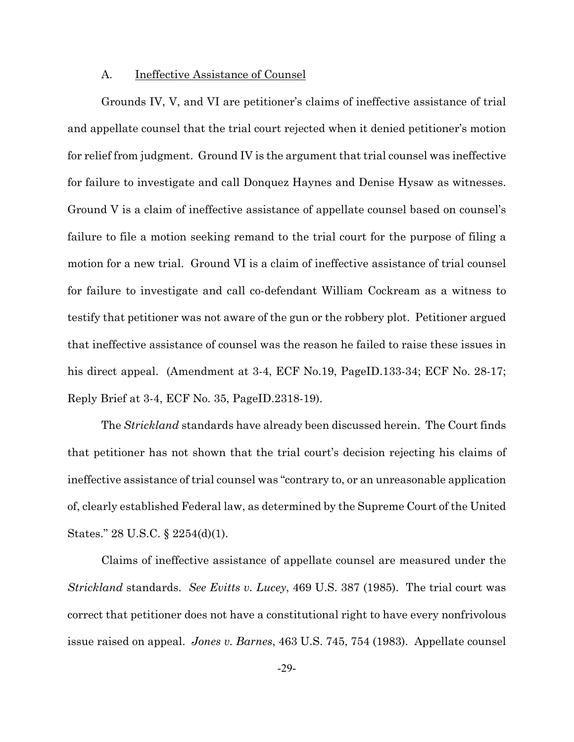### A. Ineffective Assistance of Counsel

Grounds IV, V, and VI are petitioner's claims of ineffective assistance of trial and appellate counsel that the trial court rejected when it denied petitioner's motion for relief from judgment. Ground IV is the argument that trial counsel was ineffective for failure to investigate and call Donquez Haynes and Denise Hysaw as witnesses. Ground V is a claim of ineffective assistance of appellate counsel based on counsel's failure to file a motion seeking remand to the trial court for the purpose of filing a motion for a new trial. Ground VI is a claim of ineffective assistance of trial counsel for failure to investigate and call co-defendant William Cockream as a witness to testify that petitioner was not aware of the gun or the robbery plot. Petitioner argued that ineffective assistance of counsel was the reason he failed to raise these issues in his direct appeal. (Amendment at 3-4, ECF No.19, PageID.133-34; ECF No. 28-17; Reply Brief at 3-4, ECF No. 35, PageID.2318-19).

The *Strickland* standards have already been discussed herein. The Court finds that petitioner has not shown that the trial court's decision rejecting his claims of ineffective assistance of trial counsel was "contrary to, or an unreasonable application of, clearly established Federal law, as determined by the Supreme Court of the United States." 28 U.S.C. § 2254(d)(1).

Claims of ineffective assistance of appellate counsel are measured under the *Strickland* standards. *See Evitts v. Lucey*, 469 U.S. 387 (1985). The trial court was correct that petitioner does not have a constitutional right to have every nonfrivolous issue raised on appeal. *Jones v. Barnes*, 463 U.S. 745, 754 (1983). Appellate counsel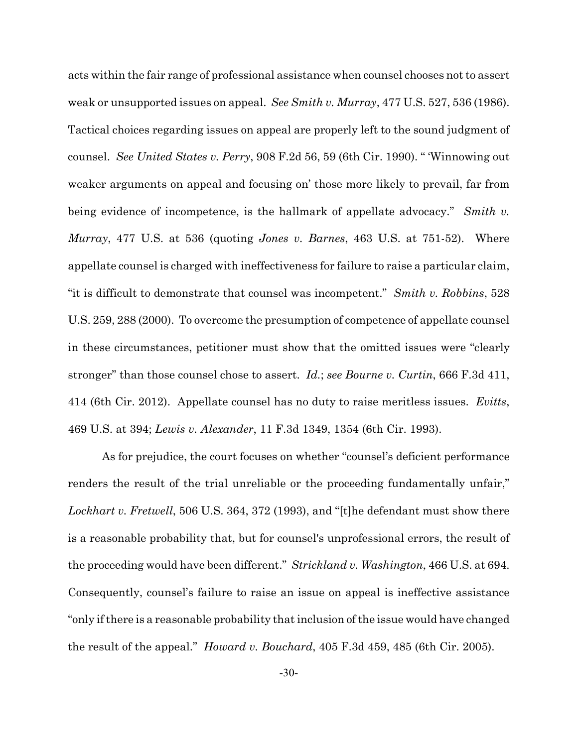acts within the fair range of professional assistance when counsel chooses not to assert weak or unsupported issues on appeal. *See Smith v. Murray*, 477 U.S. 527, 536 (1986). Tactical choices regarding issues on appeal are properly left to the sound judgment of counsel. *See United States v. Perry*, 908 F.2d 56, 59 (6th Cir. 1990). " 'Winnowing out weaker arguments on appeal and focusing on' those more likely to prevail, far from being evidence of incompetence, is the hallmark of appellate advocacy." *Smith v. Murray*, 477 U.S. at 536 (quoting *Jones v. Barnes*, 463 U.S. at 751-52). Where appellate counsel is charged with ineffectiveness for failure to raise a particular claim, "it is difficult to demonstrate that counsel was incompetent." *Smith v. Robbins*, 528 U.S. 259, 288 (2000). To overcome the presumption of competence of appellate counsel in these circumstances, petitioner must show that the omitted issues were "clearly stronger" than those counsel chose to assert. *Id.*; *see Bourne v. Curtin*, 666 F.3d 411, 414 (6th Cir. 2012). Appellate counsel has no duty to raise meritless issues. *Evitts*, 469 U.S. at 394; *Lewis v. Alexander*, 11 F.3d 1349, 1354 (6th Cir. 1993).

As for prejudice, the court focuses on whether "counsel's deficient performance renders the result of the trial unreliable or the proceeding fundamentally unfair," *Lockhart v. Fretwell*, 506 U.S. 364, 372 (1993), and "[t]he defendant must show there is a reasonable probability that, but for counsel's unprofessional errors, the result of the proceeding would have been different." *Strickland v. Washington*, 466 U.S. at 694. Consequently, counsel's failure to raise an issue on appeal is ineffective assistance "only if there is a reasonable probability that inclusion of the issue would have changed the result of the appeal." *Howard v. Bouchard*, 405 F.3d 459, 485 (6th Cir. 2005).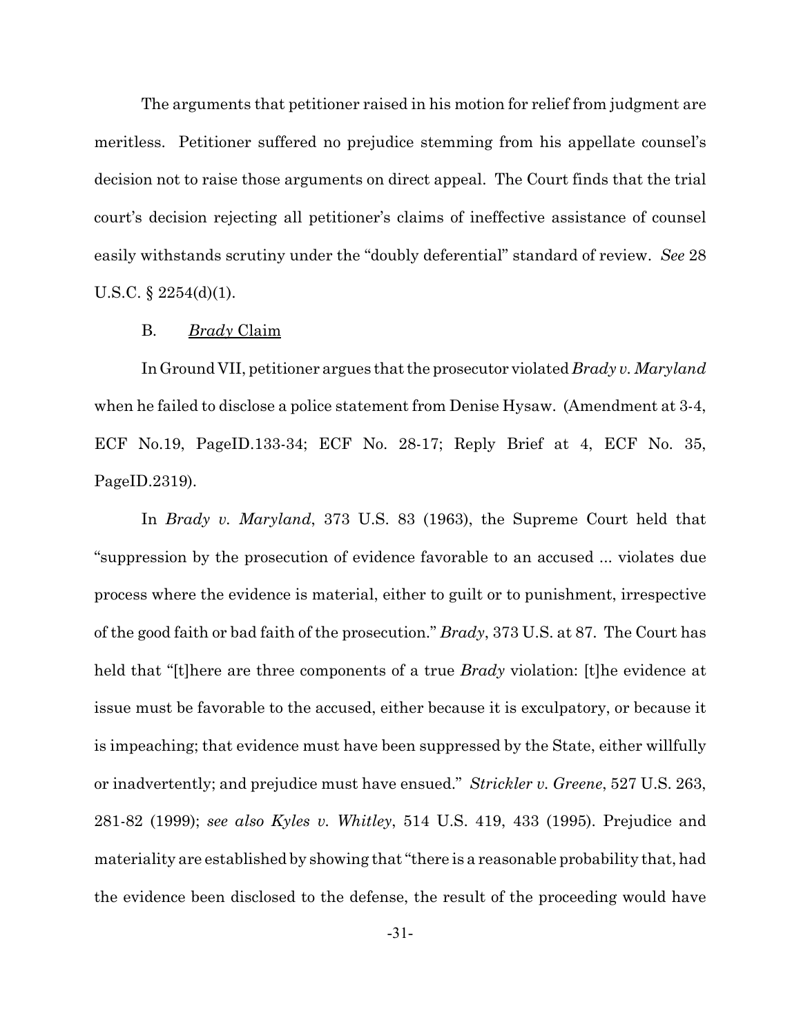The arguments that petitioner raised in his motion for relief from judgment are meritless. Petitioner suffered no prejudice stemming from his appellate counsel's decision not to raise those arguments on direct appeal. The Court finds that the trial court's decision rejecting all petitioner's claims of ineffective assistance of counsel easily withstands scrutiny under the "doubly deferential" standard of review. *See* 28 U.S.C. § 2254(d)(1).

### B. *Brady* Claim

In Ground VII, petitioner argues that the prosecutor violated *Brady v. Maryland* when he failed to disclose a police statement from Denise Hysaw. (Amendment at 3-4, ECF No.19, PageID.133-34; ECF No. 28-17; Reply Brief at 4, ECF No. 35, PageID.2319).

In *Brady v. Maryland*, 373 U.S. 83 (1963), the Supreme Court held that "suppression by the prosecution of evidence favorable to an accused ... violates due process where the evidence is material, either to guilt or to punishment, irrespective of the good faith or bad faith of the prosecution." *Brady*, 373 U.S. at 87. The Court has held that "[t]here are three components of a true *Brady* violation: [t]he evidence at issue must be favorable to the accused, either because it is exculpatory, or because it is impeaching; that evidence must have been suppressed by the State, either willfully or inadvertently; and prejudice must have ensued." *Strickler v. Greene*, 527 U.S. 263, 281-82 (1999); *see also Kyles v. Whitley*, 514 U.S. 419, 433 (1995). Prejudice and materiality are established by showing that "there is a reasonable probability that, had the evidence been disclosed to the defense, the result of the proceeding would have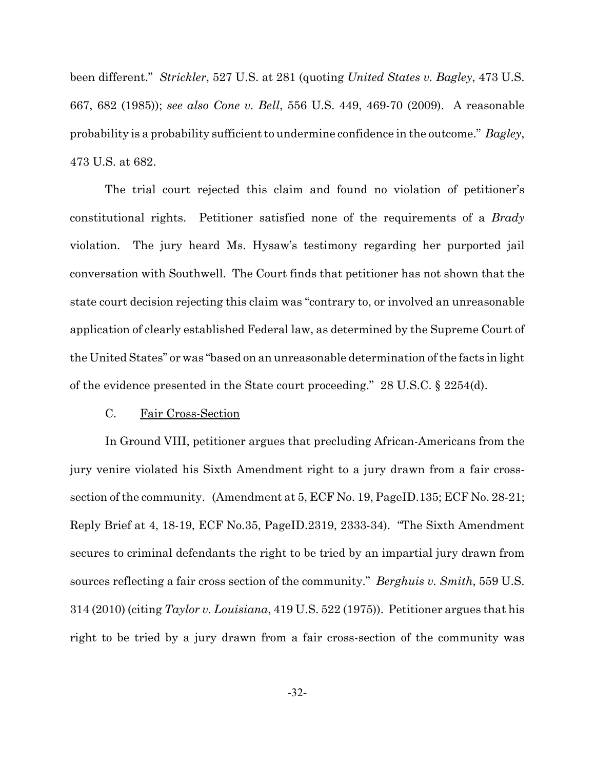been different." *Strickler*, 527 U.S. at 281 (quoting *United States v. Bagley*, 473 U.S. 667, 682 (1985)); *see also Cone v. Bell*, 556 U.S. 449, 469-70 (2009). A reasonable probability is a probability sufficient to undermine confidence in the outcome." *Bagley*, 473 U.S. at 682.

The trial court rejected this claim and found no violation of petitioner's constitutional rights. Petitioner satisfied none of the requirements of a *Brady* violation. The jury heard Ms. Hysaw's testimony regarding her purported jail conversation with Southwell. The Court finds that petitioner has not shown that the state court decision rejecting this claim was "contrary to, or involved an unreasonable application of clearly established Federal law, as determined by the Supreme Court of the United States" or was "based on an unreasonable determination of the facts in light of the evidence presented in the State court proceeding." 28 U.S.C. § 2254(d).

C. Fair Cross-Section

In Ground VIII, petitioner argues that precluding African-Americans from the jury venire violated his Sixth Amendment right to a jury drawn from a fair cross-section of the community. (Amendment at 5, ECF No. 19, PageID.135; ECF No. 28-21; Reply Brief at 4, 18-19, ECF No.35, PageID.2319, 2333-34). "The Sixth Amendment secures to criminal defendants the right to be tried by an impartial jury drawn from sources reflecting a fair cross section of the community." *Berghuis v. Smith*, 559 U.S. 314 (2010) (citing *Taylor v. Louisiana*, 419 U.S. 522 (1975)). Petitioner argues that his right to be tried by a jury drawn from a fair cross-section of the community was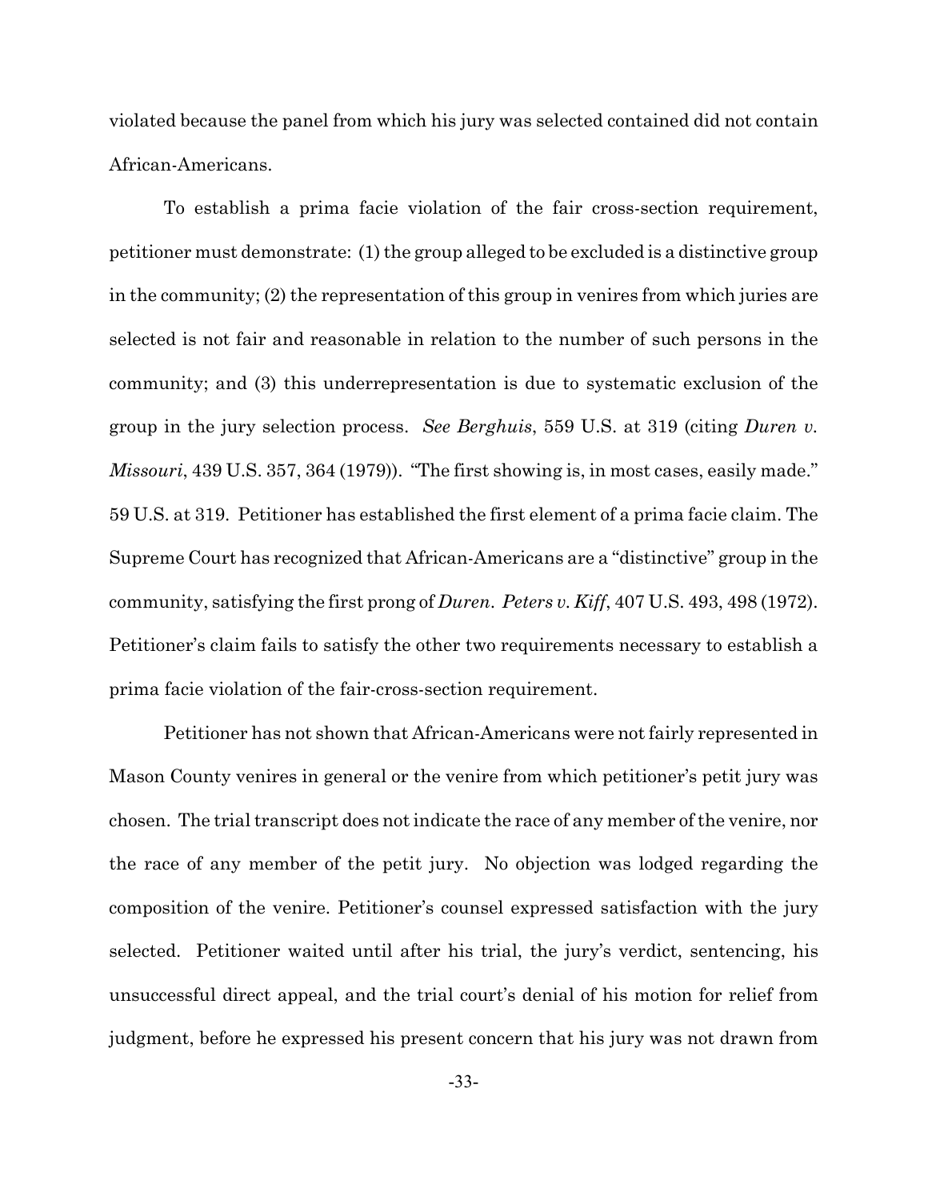violated because the panel from which his jury was selected contained did not contain African-Americans.

To establish a prima facie violation of the fair cross-section requirement, petitioner must demonstrate: (1) the group alleged to be excluded is a distinctive group in the community; (2) the representation of this group in venires from which juries are selected is not fair and reasonable in relation to the number of such persons in the community; and (3) this underrepresentation is due to systematic exclusion of the group in the jury selection process. *See Berghuis*, 559 U.S. at 319 (citing *Duren v. Missouri*, 439 U.S. 357, 364 (1979)). "The first showing is, in most cases, easily made." 59 U.S. at 319. Petitioner has established the first element of a prima facie claim. The Supreme Court has recognized that African-Americans are a "distinctive" group in the community, satisfying the first prong of *Duren*. *Peters v. Kiff*, 407 U.S. 493, 498 (1972). Petitioner's claim fails to satisfy the other two requirements necessary to establish a prima facie violation of the fair-cross-section requirement.

Petitioner has not shown that African-Americans were not fairly represented in Mason County venires in general or the venire from which petitioner's petit jury was chosen. The trial transcript does not indicate the race of any member of the venire, nor the race of any member of the petit jury. No objection was lodged regarding the composition of the venire. Petitioner's counsel expressed satisfaction with the jury selected. Petitioner waited until after his trial, the jury's verdict, sentencing, his unsuccessful direct appeal, and the trial court's denial of his motion for relief from judgment, before he expressed his present concern that his jury was not drawn from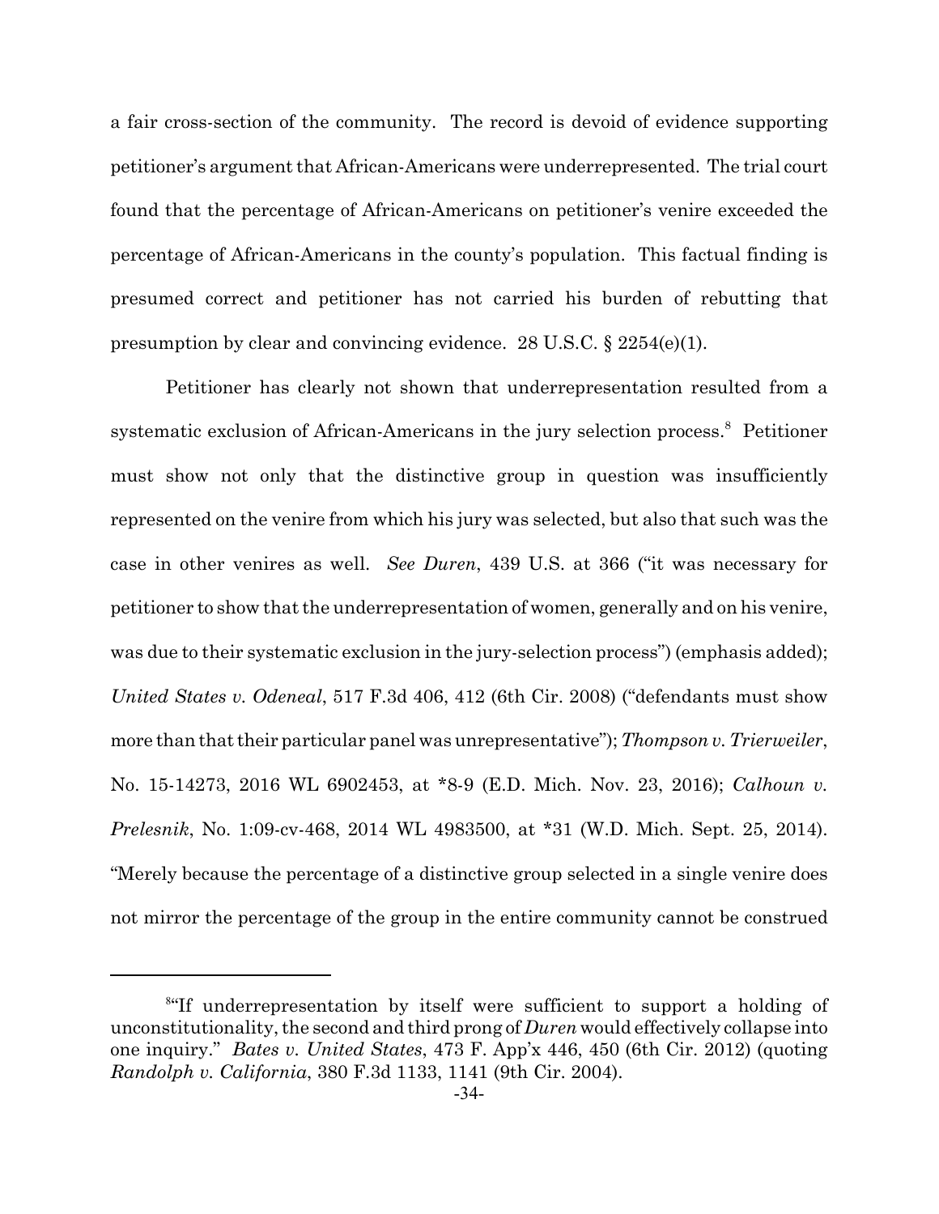a fair cross-section of the community. The record is devoid of evidence supporting petitioner's argument that African-Americans were underrepresented. The trial court found that the percentage of African-Americans on petitioner's venire exceeded the percentage of African-Americans in the county's population. This factual finding is presumed correct and petitioner has not carried his burden of rebutting that presumption by clear and convincing evidence. 28 U.S.C. § 2254(e)(1).

Petitioner has clearly not shown that underrepresentation resulted from a systematic exclusion of African-Americans in the jury selection process.[8] Petitioner must show not only that the distinctive group in question was insufficiently represented on the venire from which his jury was selected, but also that such was the case in other venires as well. *See Duren*, 439 U.S. at 366 ("it was necessary for petitioner to show that the underrepresentation of women, generally and on his venire, was due to their systematic exclusion in the jury-selection process") (emphasis added); *United States v. Odeneal*, 517 F.3d 406, 412 (6th Cir. 2008) ("defendants must show more than that their particular panel was unrepresentative"); *Thompson v. Trierweiler*, No. 15-14273, 2016 WL 6902453, at *8-9 (E.D. Mich. Nov. 23, 2016); *Calhoun v. Prelesnik*, No. 1:09-cv-468, 2014 WL 4983500, at *31 (W.D. Mich. Sept. 25, 2014). "Merely because the percentage of a distinctive group selected in a single venire does not mirror the percentage of the group in the entire community cannot be construed

---

[8]"If underrepresentation by itself were sufficient to support a holding of unconstitutionality, the second and third prong of *Duren* would effectively collapse into one inquiry." *Bates v. United States*, 473 F. App'x 446, 450 (6th Cir. 2012) (quoting *Randolph v. California*, 380 F.3d 1133, 1141 (9th Cir. 2004).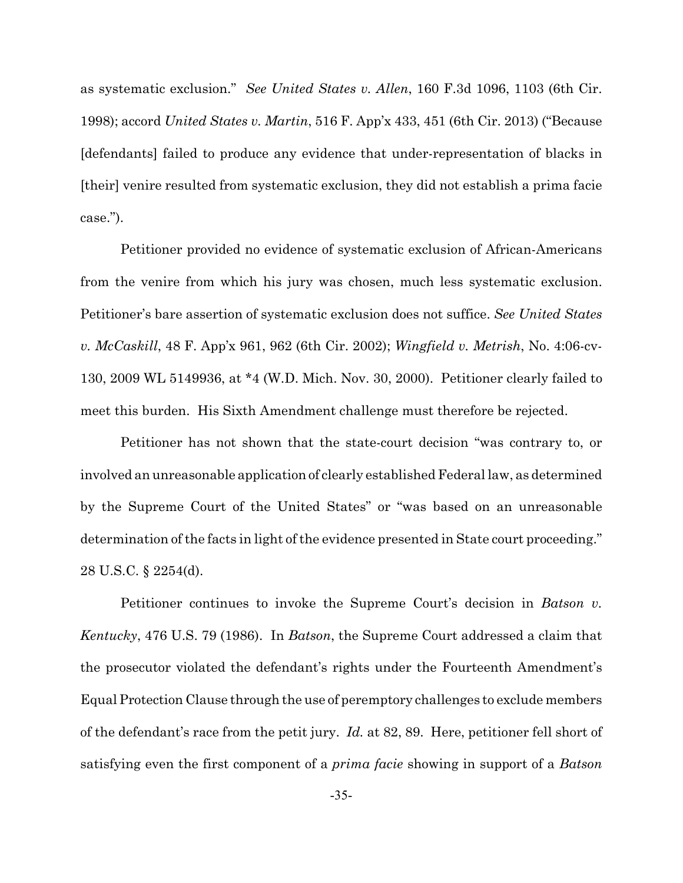as systematic exclusion." *See United States v. Allen*, 160 F.3d 1096, 1103 (6th Cir. 1998); accord *United States v. Martin*, 516 F. App'x 433, 451 (6th Cir. 2013) ("Because [defendants] failed to produce any evidence that under-representation of blacks in [their] venire resulted from systematic exclusion, they did not establish a prima facie case.").

Petitioner provided no evidence of systematic exclusion of African-Americans from the venire from which his jury was chosen, much less systematic exclusion. Petitioner's bare assertion of systematic exclusion does not suffice. *See United States v. McCaskill*, 48 F. App'x 961, 962 (6th Cir. 2002); *Wingfield v. Metrish*, No. 4:06-cv-130, 2009 WL 5149936, at *4 (W.D. Mich. Nov. 30, 2000). Petitioner clearly failed to meet this burden. His Sixth Amendment challenge must therefore be rejected.

Petitioner has not shown that the state-court decision "was contrary to, or involved an unreasonable application of clearly established Federal law, as determined by the Supreme Court of the United States" or "was based on an unreasonable determination of the facts in light of the evidence presented in State court proceeding." 28 U.S.C. § 2254(d).

Petitioner continues to invoke the Supreme Court's decision in *Batson v. Kentucky*, 476 U.S. 79 (1986). In *Batson*, the Supreme Court addressed a claim that the prosecutor violated the defendant's rights under the Fourteenth Amendment's Equal Protection Clause through the use of peremptory challenges to exclude members of the defendant's race from the petit jury. *Id.* at 82, 89. Here, petitioner fell short of satisfying even the first component of a *prima facie* showing in support of a *Batson*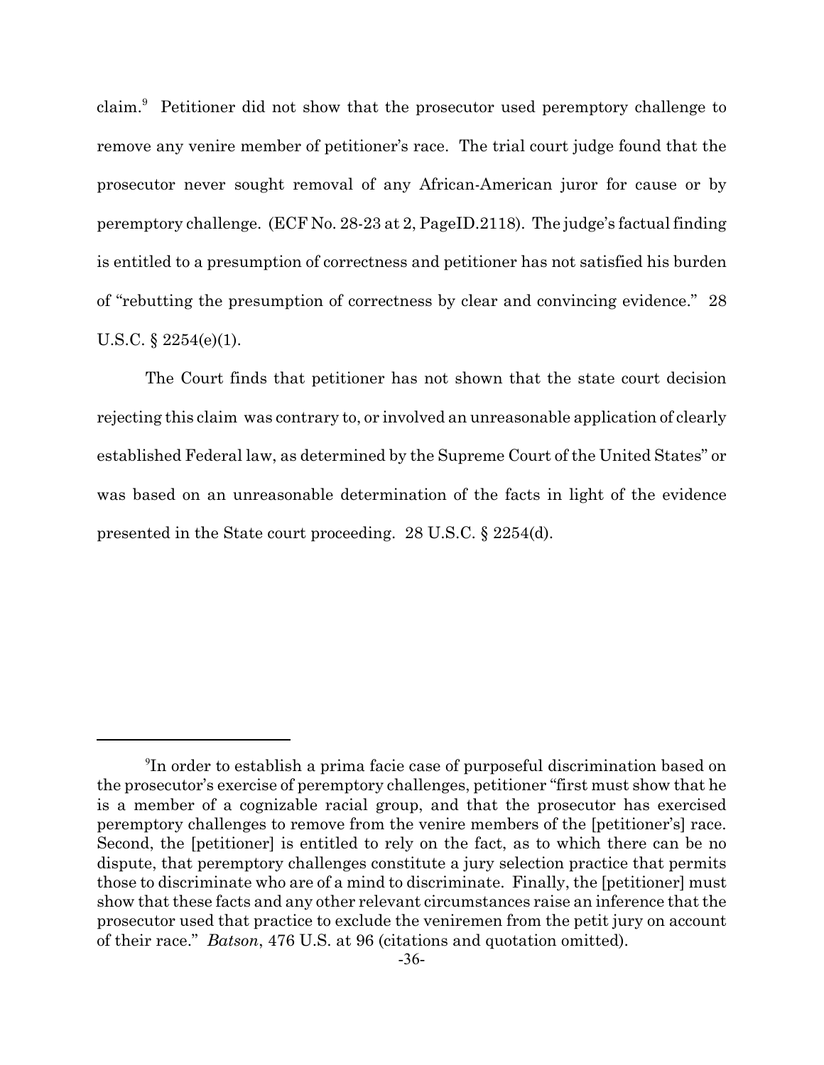claim.[9] Petitioner did not show that the prosecutor used peremptory challenge to remove any venire member of petitioner's race. The trial court judge found that the prosecutor never sought removal of any African-American juror for cause or by peremptory challenge. (ECF No. 28-23 at 2, PageID.2118). The judge's factual finding is entitled to a presumption of correctness and petitioner has not satisfied his burden of "rebutting the presumption of correctness by clear and convincing evidence." 28 U.S.C. § 2254(e)(1).

The Court finds that petitioner has not shown that the state court decision rejecting this claim was contrary to, or involved an unreasonable application of clearly established Federal law, as determined by the Supreme Court of the United States" or was based on an unreasonable determination of the facts in light of the evidence presented in the State court proceeding. 28 U.S.C. § 2254(d).

---

[9] In order to establish a prima facie case of purposeful discrimination based on the prosecutor's exercise of peremptory challenges, petitioner "first must show that he is a member of a cognizable racial group, and that the prosecutor has exercised peremptory challenges to remove from the venire members of the [petitioner's] race. Second, the [petitioner] is entitled to rely on the fact, as to which there can be no dispute, that peremptory challenges constitute a jury selection practice that permits those to discriminate who are of a mind to discriminate. Finally, the [petitioner] must show that these facts and any other relevant circumstances raise an inference that the prosecutor used that practice to exclude the veniremen from the petit jury on account of their race." *Batson*, 476 U.S. at 96 (citations and quotation omitted).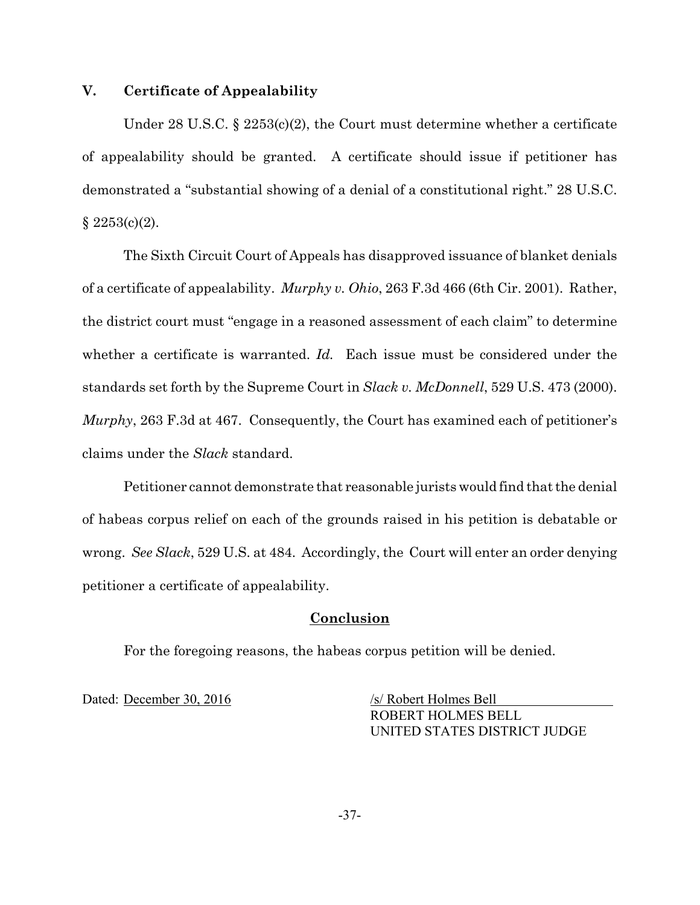## V. Certificate of Appealability

Under 28 U.S.C. § 2253(c)(2), the Court must determine whether a certificate of appealability should be granted. A certificate should issue if petitioner has demonstrated a "substantial showing of a denial of a constitutional right." 28 U.S.C. § 2253(c)(2).

The Sixth Circuit Court of Appeals has disapproved issuance of blanket denials of a certificate of appealability. *Murphy v. Ohio*, 263 F.3d 466 (6th Cir. 2001). Rather, the district court must "engage in a reasoned assessment of each claim" to determine whether a certificate is warranted. *Id.* Each issue must be considered under the standards set forth by the Supreme Court in *Slack v. McDonnell*, 529 U.S. 473 (2000). *Murphy*, 263 F.3d at 467. Consequently, the Court has examined each of petitioner's claims under the *Slack* standard.

Petitioner cannot demonstrate that reasonable jurists would find that the denial of habeas corpus relief on each of the grounds raised in his petition is debatable or wrong. *See Slack*, 529 U.S. at 484. Accordingly, the Court will enter an order denying petitioner a certificate of appealability.

## Conclusion

For the foregoing reasons, the habeas corpus petition will be denied.

Dated: December 30, 2016

/s/ Robert Holmes Bell
ROBERT HOLMES BELL
UNITED STATES DISTRICT JUDGE